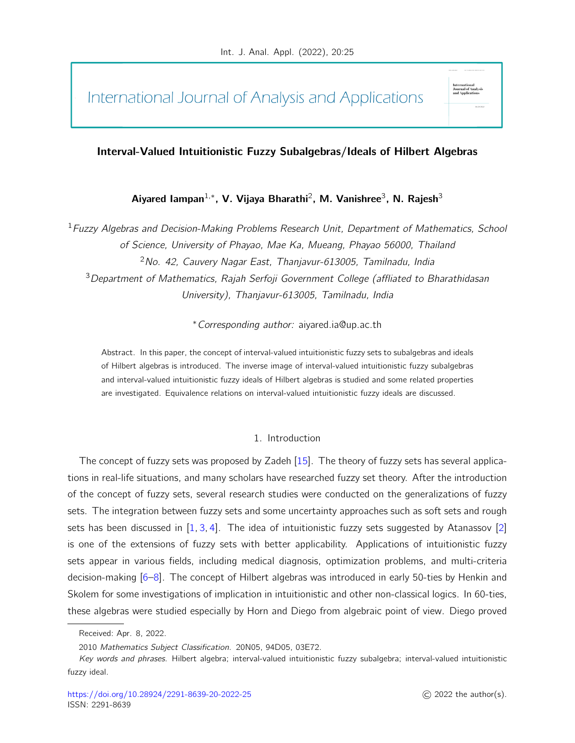# Interval-Valued Intuitionistic Fuzzy Subalgebras/Ideals of Hilbert Algebras

**Aiyared Iampan[1,*], V. Vijaya Bharathi[2], M. Vanishree[3], N. Rajesh[3]**

[1] *Fuzzy Algebras and Decision-Making Problems Research Unit, Department of Mathematics, School of Science, University of Phayao, Mae Ka, Mueang, Phayao 56000, Thailand*

[2] *No. 42, Cauvery Nagar East, Thanjavur-613005, Tamilnadu, India*

[3] *Department of Mathematics, Rajah Serfoji Government College (affliated to Bharathidasan University), Thanjavur-613005, Tamilnadu, India*

*\*Corresponding author:* aiyared.ia@up.ac.th

Abstract. In this paper, the concept of interval-valued intuitionistic fuzzy sets to subalgebras and ideals of Hilbert algebras is introduced. The inverse image of interval-valued intuitionistic fuzzy subalgebras and interval-valued intuitionistic fuzzy ideals of Hilbert algebras is studied and some related properties are investigated. Equivalence relations on interval-valued intuitionistic fuzzy ideals are discussed.

## 1. Introduction

The concept of fuzzy sets was proposed by Zadeh [15]. The theory of fuzzy sets has several applications in real-life situations, and many scholars have researched fuzzy set theory. After the introduction of the concept of fuzzy sets, several research studies were conducted on the generalizations of fuzzy sets. The integration between fuzzy sets and some uncertainty approaches such as soft sets and rough sets has been discussed in [1, 3, 4]. The idea of intuitionistic fuzzy sets suggested by Atanassov [2] is one of the extensions of fuzzy sets with better applicability. Applications of intuitionistic fuzzy sets appear in various fields, including medical diagnosis, optimization problems, and multi-criteria decision-making [6–8]. The concept of Hilbert algebras was introduced in early 50-ties by Henkin and Skolem for some investigations of implication in intuitionistic and other non-classical logics. In 60-ties, these algebras were studied especially by Horn and Diego from algebraic point of view. Diego proved

Received: Apr. 8, 2022.

2010 *Mathematics Subject Classification.* 20N05, 94D05, 03E72.

*Key words and phrases.* Hilbert algebra; interval-valued intuitionistic fuzzy subalgebra; interval-valued intuitionistic fuzzy ideal.

https://doi.org/10.28924/2291-8639-20-2022-25

ISSN: 2291-8639

© 2022 the author(s).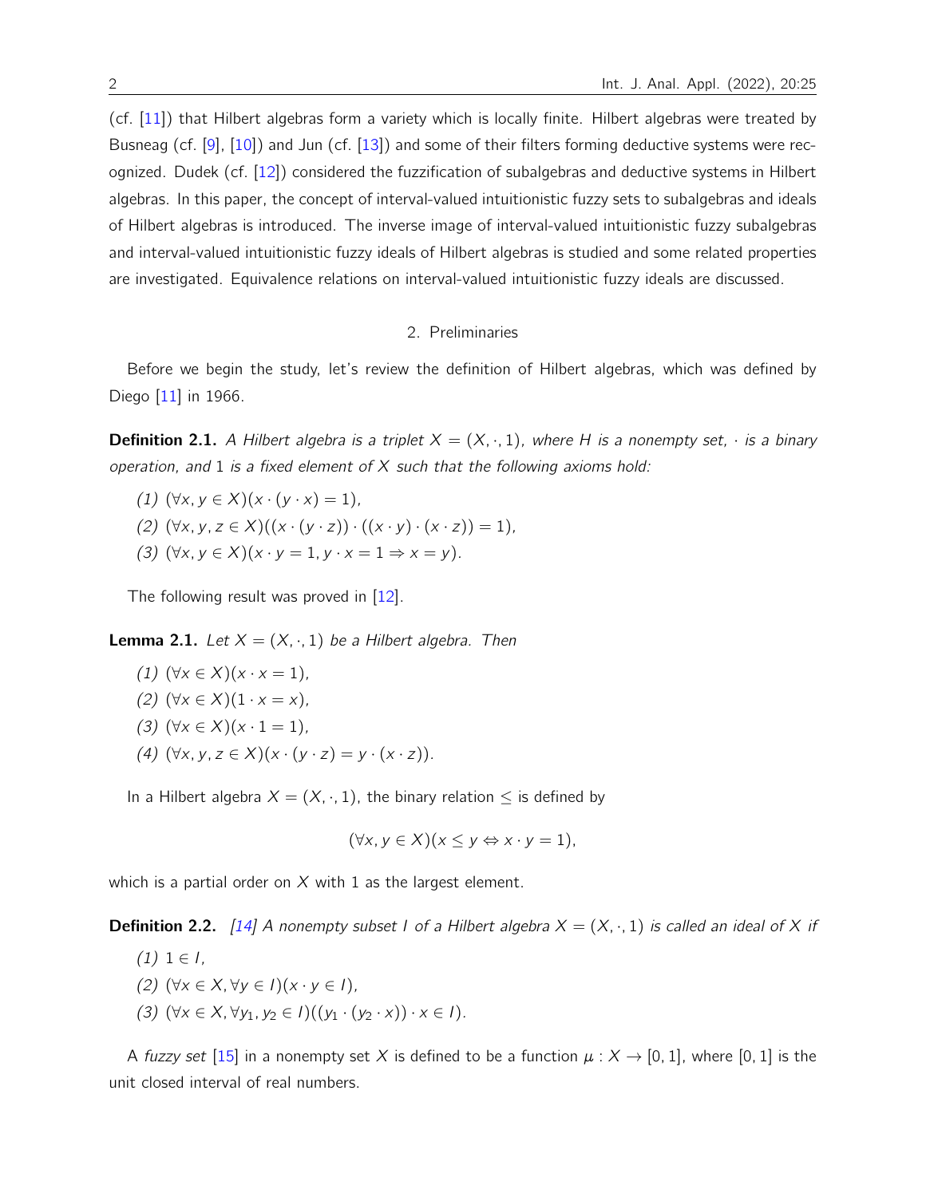(cf. [11]) that Hilbert algebras form a variety which is locally finite. Hilbert algebras were treated by Busneag (cf. [9], [10]) and Jun (cf. [13]) and some of their filters forming deductive systems were recognized. Dudek (cf. [12]) considered the fuzzification of subalgebras and deductive systems in Hilbert algebras. In this paper, the concept of interval-valued intuitionistic fuzzy sets to subalgebras and ideals of Hilbert algebras is introduced. The inverse image of interval-valued intuitionistic fuzzy subalgebras and interval-valued intuitionistic fuzzy ideals of Hilbert algebras is studied and some related properties are investigated. Equivalence relations on interval-valued intuitionistic fuzzy ideals are discussed.

## 2. Preliminaries

Before we begin the study, let's review the definition of Hilbert algebras, which was defined by Diego [11] in 1966.

**Definition 2.1.** *A Hilbert algebra is a triplet $X = (X, \cdot, 1)$, where $H$ is a nonempty set, $\cdot$ is a binary operation, and $1$ is a fixed element of $X$ such that the following axioms hold:*

*(1)* $(\forall x, y \in X)(x \cdot (y \cdot x) = 1)$,

*(2)* $(\forall x, y, z \in X)((x \cdot (y \cdot z)) \cdot ((x \cdot y) \cdot (x \cdot z)) = 1)$,

*(3)* $(\forall x, y \in X)(x \cdot y = 1, y \cdot x = 1 \Rightarrow x = y)$.

The following result was proved in [12].

**Lemma 2.1.** *Let $X = (X, \cdot, 1)$ be a Hilbert algebra. Then*

*(1)* $(\forall x \in X)(x \cdot x = 1)$,

*(2)* $(\forall x \in X)(1 \cdot x = x)$,

*(3)* $(\forall x \in X)(x \cdot 1 = 1)$,

*(4)* $(\forall x, y, z \in X)(x \cdot (y \cdot z) = y \cdot (x \cdot z))$.

In a Hilbert algebra $X = (X, \cdot, 1)$, the binary relation $\leq$ is defined by

$$(\forall x, y \in X)(x \leq y \Leftrightarrow x \cdot y = 1),$$

which is a partial order on $X$ with $1$ as the largest element.

**Definition 2.2.** *[14] A nonempty subset $I$ of a Hilbert algebra $X = (X, \cdot, 1)$ is called an ideal of $X$ if*

*(1)* $1 \in I$,

*(2)* $(\forall x \in X, \forall y \in I)(x \cdot y \in I)$,

*(3)* $(\forall x \in X, \forall y_1, y_2 \in I)((y_1 \cdot (y_2 \cdot x)) \cdot x \in I)$.

A *fuzzy set* [15] in a nonempty set $X$ is defined to be a function $\mu : X \to [0, 1]$, where $[0, 1]$ is the unit closed interval of real numbers.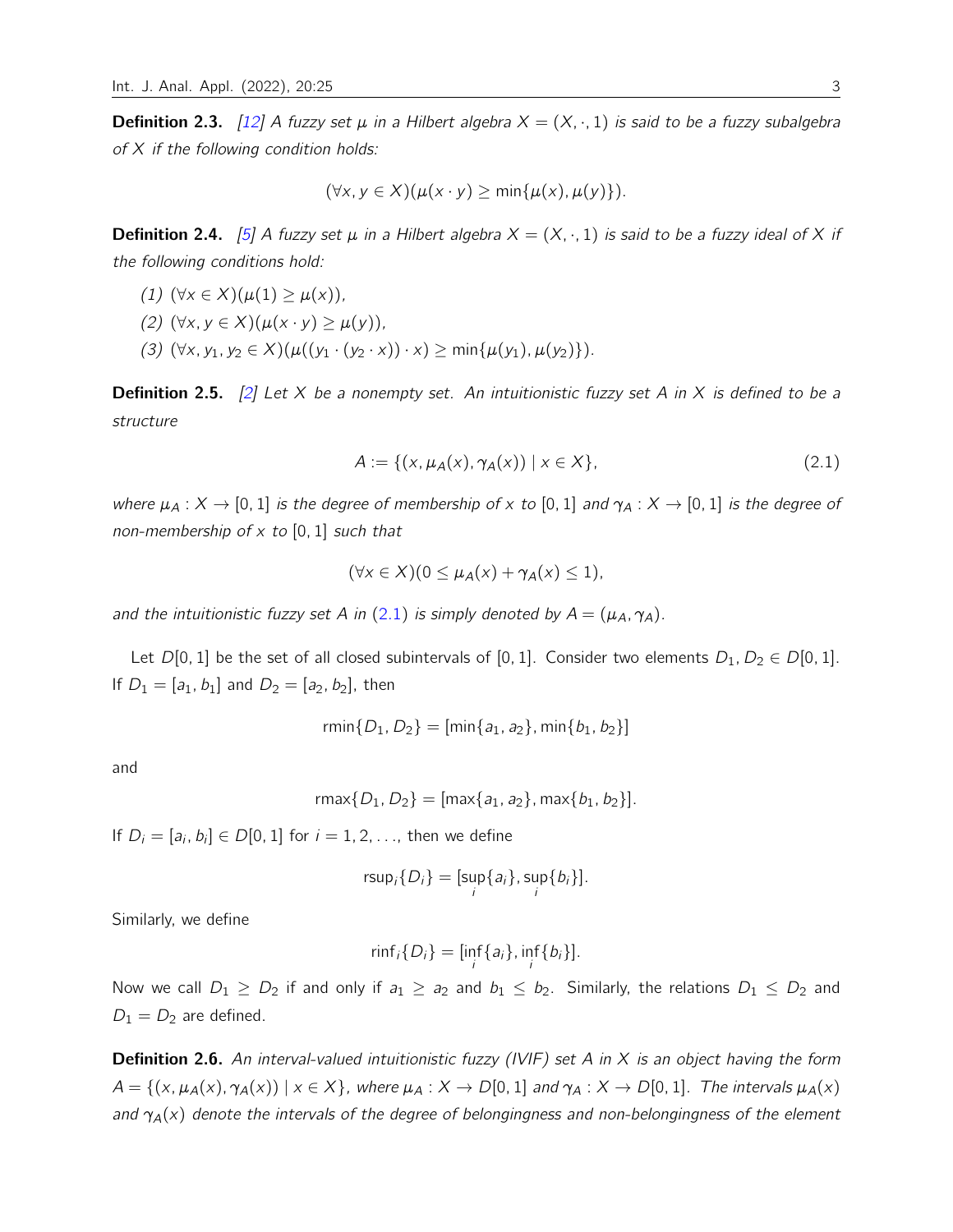**Definition 2.3.** *[12] A fuzzy set $\mu$ in a Hilbert algebra $X = (X, \cdot, 1)$ is said to be a fuzzy subalgebra of $X$ if the following condition holds:*

$$(\forall x, y \in X)(\mu(x \cdot y) \geq \min\{\mu(x), \mu(y)\}).$$

**Definition 2.4.** *[5] A fuzzy set $\mu$ in a Hilbert algebra $X = (X, \cdot, 1)$ is said to be a fuzzy ideal of $X$ if the following conditions hold:*

*(1) $(\forall x \in X)(\mu(1) \geq \mu(x))$,*

*(2) $(\forall x, y \in X)(\mu(x \cdot y) \geq \mu(y))$,*

*(3) $(\forall x, y_1, y_2 \in X)(\mu((y_1 \cdot (y_2 \cdot x)) \cdot x) \geq \min\{\mu(y_1), \mu(y_2)\})$.*

**Definition 2.5.** *[2] Let $X$ be a nonempty set. An intuitionistic fuzzy set $A$ in $X$ is defined to be a structure*

$$A := \{(x, \mu_A(x), \gamma_A(x)) \mid x \in X\}, \tag{2.1}$$

*where $\mu_A : X \to [0, 1]$ is the degree of membership of $x$ to $[0, 1]$ and $\gamma_A : X \to [0, 1]$ is the degree of non-membership of $x$ to $[0, 1]$ such that*

$$(\forall x \in X)(0 \leq \mu_A(x) + \gamma_A(x) \leq 1),$$

*and the intuitionistic fuzzy set $A$ in (2.1) is simply denoted by $A = (\mu_A, \gamma_A)$.*

Let $D[0, 1]$ be the set of all closed subintervals of $[0, 1]$. Consider two elements $D_1, D_2 \in D[0, 1]$. If $D_1 = [a_1, b_1]$ and $D_2 = [a_2, b_2]$, then

$$\text{rmin}\{D_1, D_2\} = [\min\{a_1, a_2\}, \min\{b_1, b_2\}]$$

and

$$\text{rmax}\{D_1, D_2\} = [\max\{a_1, a_2\}, \max\{b_1, b_2\}].$$

If $D_i = [a_i, b_i] \in D[0, 1]$ for $i = 1, 2, \ldots$, then we define

$$\text{rsup}_i\{D_i\} = [\sup_i\{a_i\}, \sup_i\{b_i\}].$$

Similarly, we define

$$\text{rinf}_i\{D_i\} = [\inf_i\{a_i\}, \inf_i\{b_i\}].$$

Now we call $D_1 \geq D_2$ if and only if $a_1 \geq a_2$ and $b_1 \leq b_2$. Similarly, the relations $D_1 \leq D_2$ and $D_1 = D_2$ are defined.

**Definition 2.6.** *An interval-valued intuitionistic fuzzy (IVIF) set $A$ in $X$ is an object having the form $A = \{(x, \mu_A(x), \gamma_A(x)) \mid x \in X\}$, where $\mu_A : X \to D[0, 1]$ and $\gamma_A : X \to D[0, 1]$. The intervals $\mu_A(x)$ and $\gamma_A(x)$ denote the intervals of the degree of belongingness and non-belongingness of the element*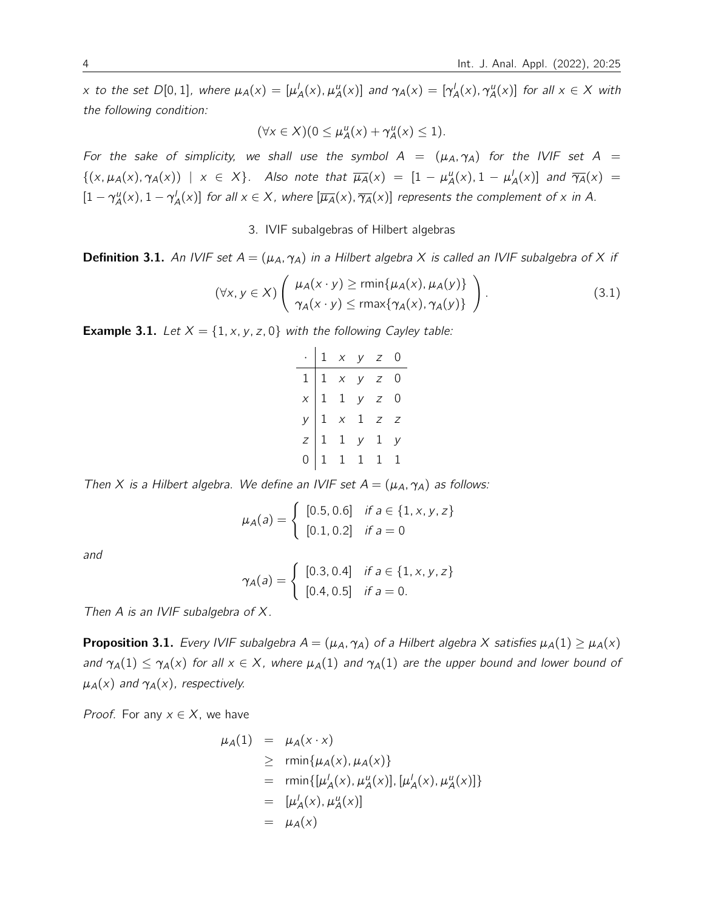$x$ to the set $D[0,1]$, where $\mu_A(x) = [\mu_A^l(x), \mu_A^u(x)]$ and $\gamma_A(x) = [\gamma_A^l(x), \gamma_A^u(x)]$ for all $x \in X$ with the following condition:

$$(\forall x \in X)(0 \leq \mu_A^u(x) + \gamma_A^u(x) \leq 1).$$

For the sake of simplicity, we shall use the symbol $A = (\mu_A, \gamma_A)$ for the IVIF set $A = \{(x, \mu_A(x), \gamma_A(x)) \mid x \in X\}$. Also note that $\overline{\mu_A}(x) = [1 - \mu_A^u(x), 1 - \mu_A^l(x)]$ and $\overline{\gamma_A}(x) = [1 - \gamma_A^u(x), 1 - \gamma_A^l(x)]$ for all $x \in X$, where $[\overline{\mu_A}(x), \overline{\gamma_A}(x)]$ represents the complement of $x$ in $A$.

## 3. IVIF subalgebras of Hilbert algebras

**Definition 3.1.** *An IVIF set $A = (\mu_A, \gamma_A)$ in a Hilbert algebra $X$ is called an IVIF subalgebra of $X$ if*

$$(\forall x, y \in X) \left( \begin{array}{l} \mu_A(x \cdot y) \geq \text{rmin}\{\mu_A(x), \mu_A(y)\} \\ \gamma_A(x \cdot y) \leq \text{rmax}\{\gamma_A(x), \gamma_A(y)\} \end{array} \right). \tag{3.1}$$

**Example 3.1.** *Let $X = \{1, x, y, z, 0\}$ with the following Cayley table:*

| $\cdot$ | 1 | $x$ | $y$ | $z$ | 0 |
|---|---|---|---|---|---|
| 1 | 1 | $x$ | $y$ | $z$ | 0 |
| $x$ | 1 | 1 | $y$ | $z$ | 0 |
| $y$ | 1 | $x$ | 1 | $z$ | $z$ |
| $z$ | 1 | 1 | $y$ | 1 | $y$ |
| 0 | 1 | 1 | 1 | 1 | 1 |

*Then $X$ is a Hilbert algebra. We define an IVIF set $A = (\mu_A, \gamma_A)$ as follows:*

$$\mu_A(a) = \begin{cases} [0.5, 0.6] & \text{if } a \in \{1, x, y, z\} \\ [0.1, 0.2] & \text{if } a = 0 \end{cases}$$

*and*

$$\gamma_A(a) = \begin{cases} [0.3, 0.4] & \text{if } a \in \{1, x, y, z\} \\ [0.4, 0.5] & \text{if } a = 0. \end{cases}$$

*Then $A$ is an IVIF subalgebra of $X$.*

**Proposition 3.1.** *Every IVIF subalgebra $A = (\mu_A, \gamma_A)$ of a Hilbert algebra $X$ satisfies $\mu_A(1) \geq \mu_A(x)$ and $\gamma_A(1) \leq \gamma_A(x)$ for all $x \in X$, where $\mu_A(1)$ and $\gamma_A(1)$ are the upper bound and lower bound of $\mu_A(x)$ and $\gamma_A(x)$, respectively.*

*Proof.* For any $x \in X$, we have

$$\begin{aligned} \mu_A(1) &= \mu_A(x \cdot x) \\ &\geq \text{rmin}\{\mu_A(x), \mu_A(x)\} \\ &= \text{rmin}\{[\mu_A^l(x), \mu_A^u(x)], [\mu_A^l(x), \mu_A^u(x)]\} \\ &= [\mu_A^l(x), \mu_A^u(x)] \\ &= \mu_A(x) \end{aligned}$$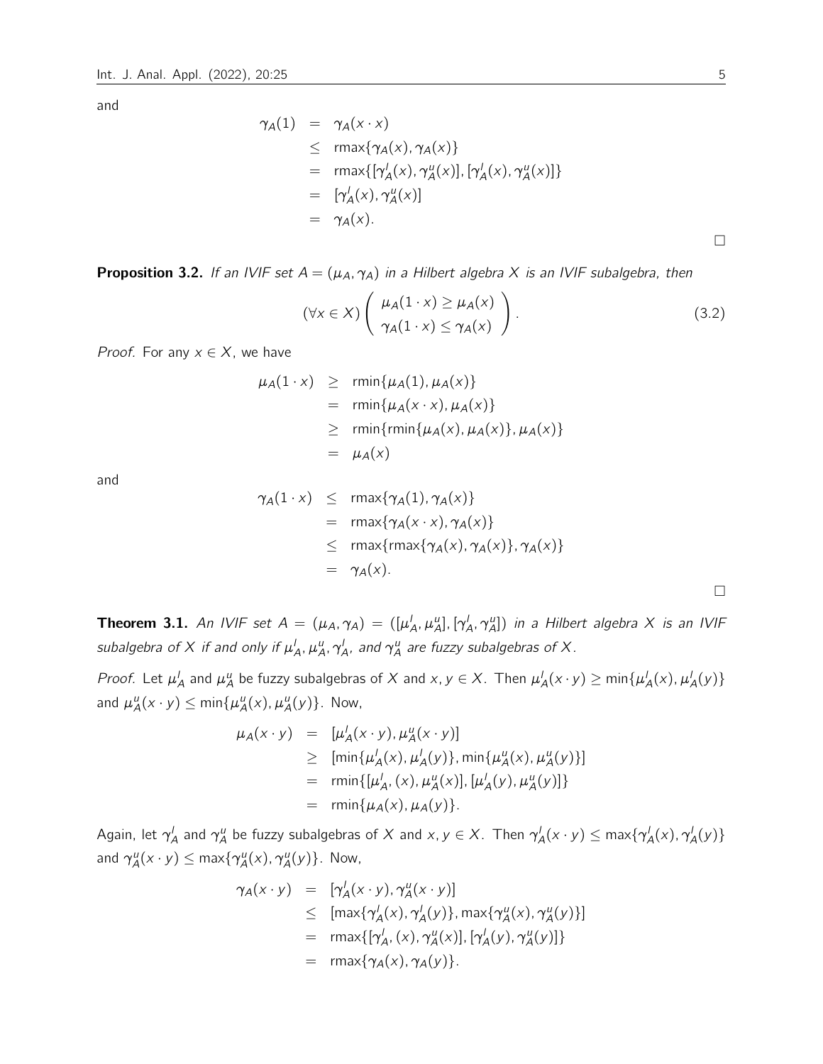and

$$
\begin{aligned}
\gamma_A(1) &= \gamma_A(x \cdot x) \\
&\leq \text{rmax}\{\gamma_A(x), \gamma_A(x)\} \\
&= \text{rmax}\{[\gamma_A^l(x), \gamma_A^u(x)], [\gamma_A^l(x), \gamma_A^u(x)]\} \\
&= [\gamma_A^l(x), \gamma_A^u(x)] \\
&= \gamma_A(x).
\end{aligned}
$$

□

**Proposition 3.2.** *If an IVIF set $A = (\mu_A, \gamma_A)$ in a Hilbert algebra $X$ is an IVIF subalgebra, then*

$$
(\forall x \in X) \left( \begin{array}{c} \mu_A(1 \cdot x) \geq \mu_A(x) \\ \gamma_A(1 \cdot x) \leq \gamma_A(x) \end{array} \right). \tag{3.2}
$$

*Proof.* For any $x \in X$, we have

$$
\begin{aligned}
\mu_A(1 \cdot x) &\geq \text{rmin}\{\mu_A(1), \mu_A(x)\} \\
&= \text{rmin}\{\mu_A(x \cdot x), \mu_A(x)\} \\
&\geq \text{rmin}\{\text{rmin}\{\mu_A(x), \mu_A(x)\}, \mu_A(x)\} \\
&= \mu_A(x)
\end{aligned}
$$

and

$$
\begin{aligned}
\gamma_A(1 \cdot x) &\leq \text{rmax}\{\gamma_A(1), \gamma_A(x)\} \\
&= \text{rmax}\{\gamma_A(x \cdot x), \gamma_A(x)\} \\
&\leq \text{rmax}\{\text{rmax}\{\gamma_A(x), \gamma_A(x)\}, \gamma_A(x)\} \\
&= \gamma_A(x).
\end{aligned}
$$

□

**Theorem 3.1.** *An IVIF set $A = (\mu_A, \gamma_A) = ([\mu_A^l, \mu_A^u], [\gamma_A^l, \gamma_A^u])$ in a Hilbert algebra $X$ is an IVIF subalgebra of $X$ if and only if $\mu_A^l, \mu_A^u, \gamma_A^l$, and $\gamma_A^u$ are fuzzy subalgebras of $X$.*

*Proof.* Let $\mu_A^l$ and $\mu_A^u$ be fuzzy subalgebras of $X$ and $x, y \in X$. Then $\mu_A^l(x \cdot y) \geq \min\{\mu_A^l(x), \mu_A^l(y)\}$ and $\mu_A^u(x \cdot y) \leq \min\{\mu_A^u(x), \mu_A^u(y)\}$. Now,

$$
\begin{aligned}
\mu_A(x \cdot y) &= [\mu_A^l(x \cdot y), \mu_A^u(x \cdot y)] \\
&\geq [\min\{\mu_A^l(x), \mu_A^l(y)\}, \min\{\mu_A^u(x), \mu_A^u(y)\}] \\
&= \text{rmin}\{[\mu_A^l, (x), \mu_A^u(x)], [\mu_A^l(y), \mu_A^u(y)]\} \\
&= \text{rmin}\{\mu_A(x), \mu_A(y)\}.
\end{aligned}
$$

Again, let $\gamma_A^l$ and $\gamma_A^u$ be fuzzy subalgebras of $X$ and $x, y \in X$. Then $\gamma_A^l(x \cdot y) \leq \max\{\gamma_A^l(x), \gamma_A^l(y)\}$ and $\gamma_A^u(x \cdot y) \leq \max\{\gamma_A^u(x), \gamma_A^u(y)\}$. Now,

$$
\begin{aligned}
\gamma_A(x \cdot y) &= [\gamma_A^l(x \cdot y), \gamma_A^u(x \cdot y)] \\
&\leq [\max\{\gamma_A^l(x), \gamma_A^l(y)\}, \max\{\gamma_A^u(x), \gamma_A^u(y)\}] \\
&= \text{rmax}\{[\gamma_A^l, (x), \gamma_A^u(x)], [\gamma_A^l(y), \gamma_A^u(y)]\} \\
&= \text{rmax}\{\gamma_A(x), \gamma_A(y)\}.
\end{aligned}
$$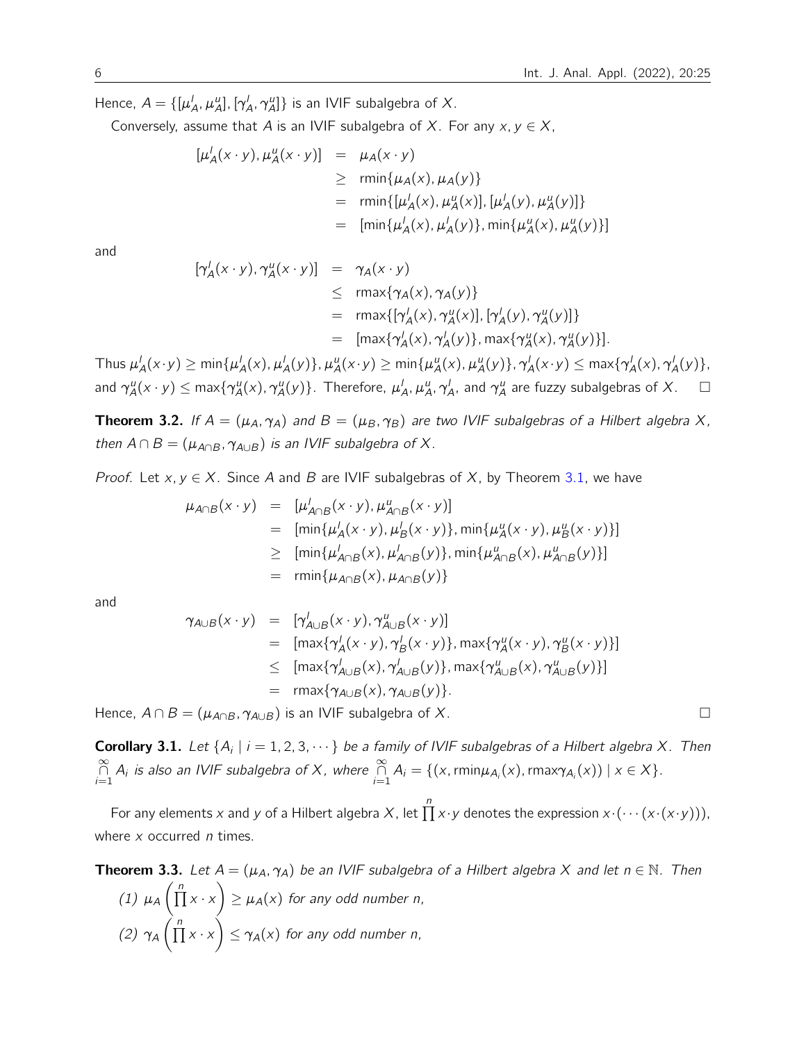Hence, $A = \{[\mu_A^l, \mu_A^u], [\gamma_A^l, \gamma_A^u]\}$ is an IVIF subalgebra of $X$.

Conversely, assume that $A$ is an IVIF subalgebra of $X$. For any $x, y \in X$,

$$
\begin{aligned}
[\mu_A^l(x \cdot y), \mu_A^u(x \cdot y)] &= \mu_A(x \cdot y) \\
&\geq \text{rmin}\{\mu_A(x), \mu_A(y)\} \\
&= \text{rmin}\{[\mu_A^l(x), \mu_A^u(x)], [\mu_A^l(y), \mu_A^u(y)]\} \\
&= [\min\{\mu_A^l(x), \mu_A^l(y)\}, \min\{\mu_A^u(x), \mu_A^u(y)\}]
\end{aligned}
$$

and

$$
\begin{aligned}
[\gamma_A^l(x \cdot y), \gamma_A^u(x \cdot y)] &= \gamma_A(x \cdot y) \\
&\leq \text{rmax}\{\gamma_A(x), \gamma_A(y)\} \\
&= \text{rmax}\{[\gamma_A^l(x), \gamma_A^u(x)], [\gamma_A^l(y), \gamma_A^u(y)]\} \\
&= [\max\{\gamma_A^l(x), \gamma_A^l(y)\}, \max\{\gamma_A^u(x), \gamma_A^u(y)\}].
\end{aligned}
$$

Thus $\mu_A^l(x \cdot y) \geq \min\{\mu_A^l(x), \mu_A^l(y)\}$, $\mu_A^u(x \cdot y) \geq \min\{\mu_A^u(x), \mu_A^u(y)\}$, $\gamma_A^l(x \cdot y) \leq \max\{\gamma_A^l(x), \gamma_A^l(y)\}$, and $\gamma_A^u(x \cdot y) \leq \max\{\gamma_A^u(x), \gamma_A^u(y)\}$. Therefore, $\mu_A^l, \mu_A^u, \gamma_A^l$, and $\gamma_A^u$ are fuzzy subalgebras of $X$. $\square$

**Theorem 3.2.** *If $A = (\mu_A, \gamma_A)$ and $B = (\mu_B, \gamma_B)$ are two IVIF subalgebras of a Hilbert algebra $X$, then $A \cap B = (\mu_{A \cap B}, \gamma_{A \cup B})$ is an IVIF subalgebra of $X$.*

*Proof.* Let $x, y \in X$. Since $A$ and $B$ are IVIF subalgebras of $X$, by Theorem 3.1, we have

$$
\begin{aligned}
\mu_{A \cap B}(x \cdot y) &= [\mu_{A \cap B}^l(x \cdot y), \mu_{A \cap B}^u(x \cdot y)] \\
&= [\min\{\mu_A^l(x \cdot y), \mu_B^l(x \cdot y)\}, \min\{\mu_A^u(x \cdot y), \mu_B^u(x \cdot y)\}] \\
&\geq [\min\{\mu_{A \cap B}^l(x), \mu_{A \cap B}^l(y)\}, \min\{\mu_{A \cap B}^u(x), \mu_{A \cap B}^u(y)\}] \\
&= \text{rmin}\{\mu_{A \cap B}(x), \mu_{A \cap B}(y)\}
\end{aligned}
$$

and

$$
\begin{aligned}
\gamma_{A \cup B}(x \cdot y) &= [\gamma_{A \cup B}^l(x \cdot y), \gamma_{A \cup B}^u(x \cdot y)] \\
&= [\max\{\gamma_A^l(x \cdot y), \gamma_B^l(x \cdot y)\}, \max\{\gamma_A^u(x \cdot y), \gamma_B^u(x \cdot y)\}] \\
&\leq [\max\{\gamma_{A \cup B}^l(x), \gamma_{A \cup B}^l(y)\}, \max\{\gamma_{A \cup B}^u(x), \gamma_{A \cup B}^u(y)\}] \\
&= \text{rmax}\{\gamma_{A \cup B}(x), \gamma_{A \cup B}(y)\}.
\end{aligned}
$$

Hence, $A \cap B = (\mu_{A \cap B}, \gamma_{A \cup B})$ is an IVIF subalgebra of $X$. $\square$

**Corollary 3.1.** *Let $\{A_i \mid i = 1, 2, 3, \cdots\}$ be a family of IVIF subalgebras of a Hilbert algebra $X$. Then $\bigcap_{i=1}^{\infty} A_i$ is also an IVIF subalgebra of $X$, where $\bigcap_{i=1}^{\infty} A_i = \{(x, \text{rmin}\mu_{A_i}(x), \text{rmax}\gamma_{A_i}(x)) \mid x \in X\}$.*

For any elements $x$ and $y$ of a Hilbert algebra $X$, let $\prod^{n} x \cdot y$ denotes the expression $x \cdot (\cdots (x \cdot (x \cdot y)))$, where $x$ occurred $n$ times.

**Theorem 3.3.** *Let $A = (\mu_A, \gamma_A)$ be an IVIF subalgebra of a Hilbert algebra $X$ and let $n \in \mathbb{N}$. Then*

*(1) $\mu_A\left(\prod^{n} x \cdot x\right) \geq \mu_A(x)$ for any odd number $n$,*

*(2) $\gamma_A\left(\prod^{n} x \cdot x\right) \leq \gamma_A(x)$ for any odd number $n$,*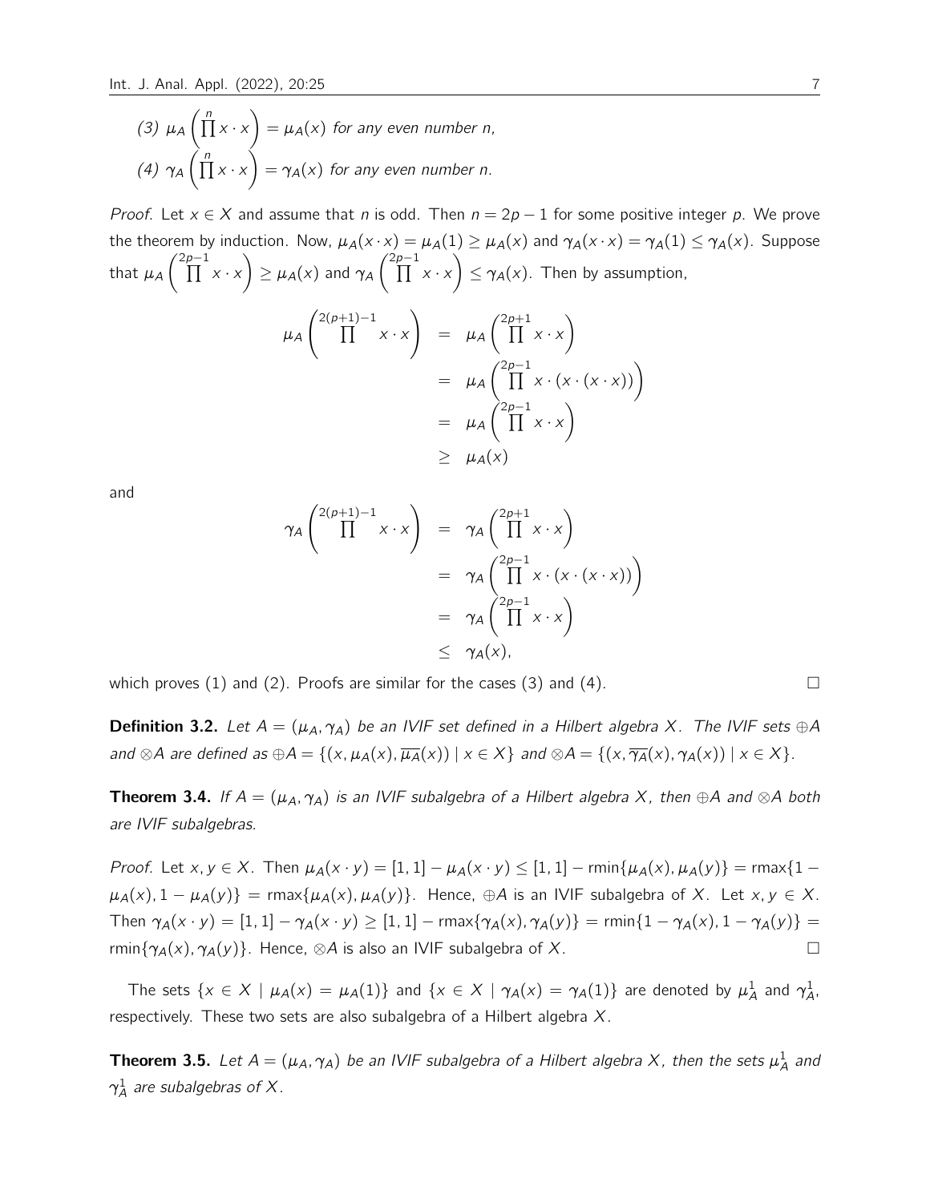(3) $\mu_A\left(\prod^{n} x \cdot x\right) = \mu_A(x)$ *for any even number* $n$,

(4) $\gamma_A\left(\prod^{n} x \cdot x\right) = \gamma_A(x)$ *for any even number* $n$.

*Proof.* Let $x \in X$ and assume that $n$ is odd. Then $n = 2p - 1$ for some positive integer $p$. We prove the theorem by induction. Now, $\mu_A(x \cdot x) = \mu_A(1) \geq \mu_A(x)$ and $\gamma_A(x \cdot x) = \gamma_A(1) \leq \gamma_A(x)$. Suppose that $\mu_A\left(\prod^{2p-1} x \cdot x\right) \geq \mu_A(x)$ and $\gamma_A\left(\prod^{2p-1} x \cdot x\right) \leq \gamma_A(x)$. Then by assumption,

$$\begin{aligned}
\mu_A\left(\prod^{2(p+1)-1} x \cdot x\right) &= \mu_A\left(\prod^{2p+1} x \cdot x\right) \\
&= \mu_A\left(\prod^{2p-1} x \cdot (x \cdot (x \cdot x))\right) \\
&= \mu_A\left(\prod^{2p-1} x \cdot x\right) \\
&\geq \mu_A(x)
\end{aligned}$$

and

$$\begin{aligned}
\gamma_A\left(\prod^{2(p+1)-1} x \cdot x\right) &= \gamma_A\left(\prod^{2p+1} x \cdot x\right) \\
&= \gamma_A\left(\prod^{2p-1} x \cdot (x \cdot (x \cdot x))\right) \\
&= \gamma_A\left(\prod^{2p-1} x \cdot x\right) \\
&\leq \gamma_A(x),
\end{aligned}$$

which proves (1) and (2). Proofs are similar for the cases (3) and (4). □

**Definition 3.2.** *Let* $A = (\mu_A, \gamma_A)$ *be an IVIF set defined in a Hilbert algebra* $X$*. The IVIF sets* $\oplus A$ *and* $\otimes A$ *are defined as* $\oplus A = \{(x, \mu_A(x), \overline{\mu_A}(x)) \mid x \in X\}$ *and* $\otimes A = \{(x, \overline{\gamma_A}(x), \gamma_A(x)) \mid x \in X\}$.

**Theorem 3.4.** *If* $A = (\mu_A, \gamma_A)$ *is an IVIF subalgebra of a Hilbert algebra* $X$*, then* $\oplus A$ *and* $\otimes A$ *both are IVIF subalgebras.*

*Proof.* Let $x, y \in X$. Then $\mu_A(x \cdot y) = [1, 1] - \mu_A(x \cdot y) \leq [1, 1] - \text{rmin}\{\mu_A(x), \mu_A(y)\} = \text{rmax}\{1 - \mu_A(x), 1 - \mu_A(y)\} = \text{rmax}\{\mu_A(x), \mu_A(y)\}$. Hence, $\oplus A$ is an IVIF subalgebra of $X$. Let $x, y \in X$. Then $\gamma_A(x \cdot y) = [1, 1] - \gamma_A(x \cdot y) \geq [1, 1] - \text{rmax}\{\gamma_A(x), \gamma_A(y)\} = \text{rmin}\{1 - \gamma_A(x), 1 - \gamma_A(y)\} = \text{rmin}\{\gamma_A(x), \gamma_A(y)\}$. Hence, $\otimes A$ is also an IVIF subalgebra of $X$. □

The sets $\{x \in X \mid \mu_A(x) = \mu_A(1)\}$ and $\{x \in X \mid \gamma_A(x) = \gamma_A(1)\}$ are denoted by $\mu_A^1$ and $\gamma_A^1$, respectively. These two sets are also subalgebra of a Hilbert algebra $X$.

**Theorem 3.5.** *Let* $A = (\mu_A, \gamma_A)$ *be an IVIF subalgebra of a Hilbert algebra* $X$*, then the sets* $\mu_A^1$ *and* $\gamma_A^1$ *are subalgebras of* $X$*.*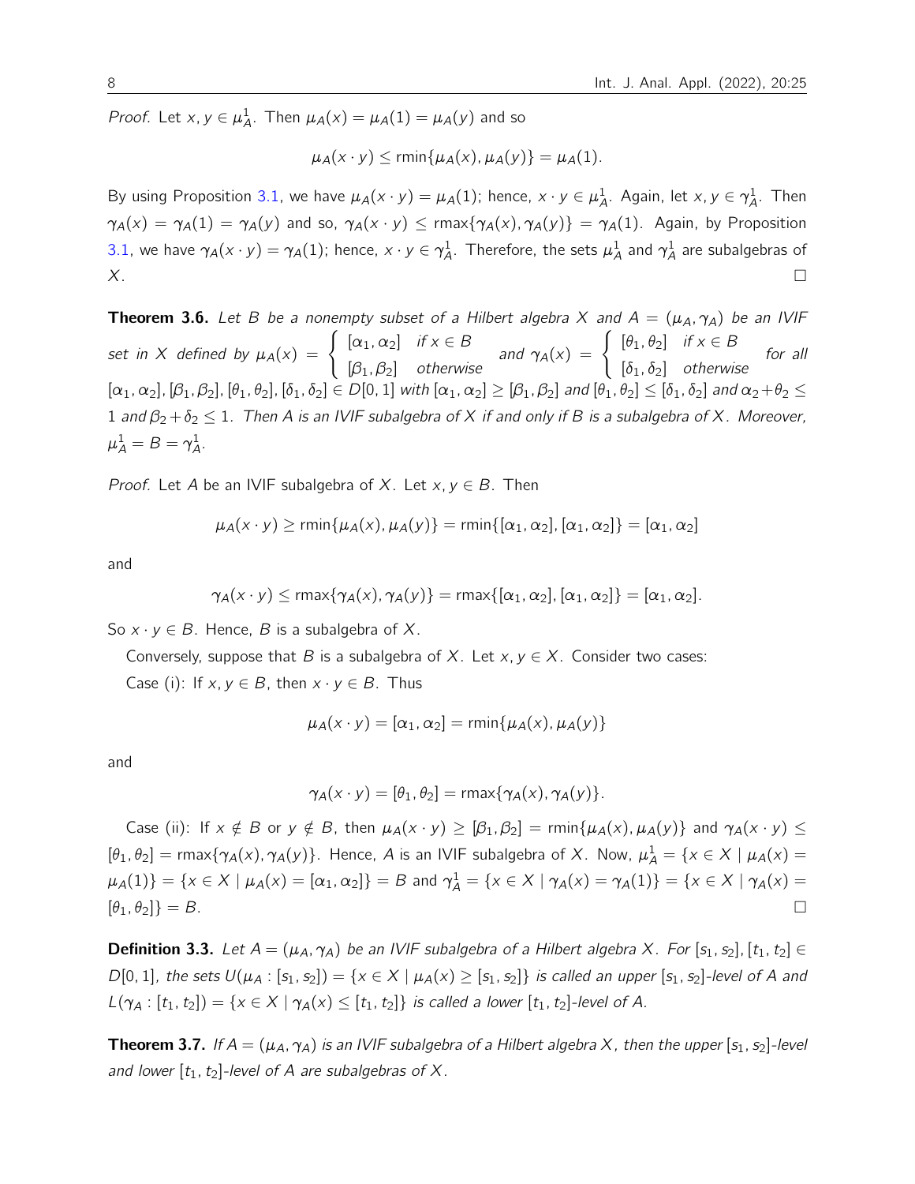*Proof.* Let $x, y \in \mu_A^1$. Then $\mu_A(x) = \mu_A(1) = \mu_A(y)$ and so

$$\mu_A(x \cdot y) \leq \text{rmin}\{\mu_A(x), \mu_A(y)\} = \mu_A(1).$$

By using Proposition 3.1, we have $\mu_A(x \cdot y) = \mu_A(1)$; hence, $x \cdot y \in \mu_A^1$. Again, let $x, y \in \gamma_A^1$. Then $\gamma_A(x) = \gamma_A(1) = \gamma_A(y)$ and so, $\gamma_A(x \cdot y) \leq \text{rmax}\{\gamma_A(x), \gamma_A(y)\} = \gamma_A(1)$. Again, by Proposition 3.1, we have $\gamma_A(x \cdot y) = \gamma_A(1)$; hence, $x \cdot y \in \gamma_A^1$. Therefore, the sets $\mu_A^1$ and $\gamma_A^1$ are subalgebras of $X$. □

**Theorem 3.6.** *Let $B$ be a nonempty subset of a Hilbert algebra $X$ and $A = (\mu_A, \gamma_A)$ be an IVIF set in $X$ defined by $\mu_A(x) = \begin{cases} [\alpha_1, \alpha_2] & \text{if } x \in B \\ [\beta_1, \beta_2] & \text{otherwise} \end{cases}$ and $\gamma_A(x) = \begin{cases} [\theta_1, \theta_2] & \text{if } x \in B \\ [\delta_1, \delta_2] & \text{otherwise} \end{cases}$ for all $[\alpha_1, \alpha_2], [\beta_1, \beta_2], [\theta_1, \theta_2], [\delta_1, \delta_2] \in D[0, 1]$ with $[\alpha_1, \alpha_2] \geq [\beta_1, \beta_2]$ and $[\theta_1, \theta_2] \leq [\delta_1, \delta_2]$ and $\alpha_2 + \theta_2 \leq 1$ and $\beta_2 + \delta_2 \leq 1$. Then $A$ is an IVIF subalgebra of $X$ if and only if $B$ is a subalgebra of $X$. Moreover, $\mu_A^1 = B = \gamma_A^1$.*

*Proof.* Let $A$ be an IVIF subalgebra of $X$. Let $x, y \in B$. Then

$$\mu_A(x \cdot y) \geq \text{rmin}\{\mu_A(x), \mu_A(y)\} = \text{rmin}\{[\alpha_1, \alpha_2], [\alpha_1, \alpha_2]\} = [\alpha_1, \alpha_2]$$

and

$$\gamma_A(x \cdot y) \leq \text{rmax}\{\gamma_A(x), \gamma_A(y)\} = \text{rmax}\{[\alpha_1, \alpha_2], [\alpha_1, \alpha_2]\} = [\alpha_1, \alpha_2].$$

So $x \cdot y \in B$. Hence, $B$ is a subalgebra of $X$.

Conversely, suppose that $B$ is a subalgebra of $X$. Let $x, y \in X$. Consider two cases:

Case (i): If $x, y \in B$, then $x \cdot y \in B$. Thus

$$\mu_A(x \cdot y) = [\alpha_1, \alpha_2] = \text{rmin}\{\mu_A(x), \mu_A(y)\}$$

and

$$\gamma_A(x \cdot y) = [\theta_1, \theta_2] = \text{rmax}\{\gamma_A(x), \gamma_A(y)\}.$$

Case (ii): If $x \notin B$ or $y \notin B$, then $\mu_A(x \cdot y) \geq [\beta_1, \beta_2] = \text{rmin}\{\mu_A(x), \mu_A(y)\}$ and $\gamma_A(x \cdot y) \leq [\theta_1, \theta_2] = \text{rmax}\{\gamma_A(x), \gamma_A(y)\}$. Hence, $A$ is an IVIF subalgebra of $X$. Now, $\mu_A^1 = \{x \in X \mid \mu_A(x) = \mu_A(1)\} = \{x \in X \mid \mu_A(x) = [\alpha_1, \alpha_2]\} = B$ and $\gamma_A^1 = \{x \in X \mid \gamma_A(x) = \gamma_A(1)\} = \{x \in X \mid \gamma_A(x) = [\theta_1, \theta_2]\} = B$. □

**Definition 3.3.** *Let $A = (\mu_A, \gamma_A)$ be an IVIF subalgebra of a Hilbert algebra $X$. For $[s_1, s_2], [t_1, t_2] \in D[0, 1]$, the sets $U(\mu_A : [s_1, s_2]) = \{x \in X \mid \mu_A(x) \geq [s_1, s_2]\}$ is called an upper $[s_1, s_2]$-level of $A$ and $L(\gamma_A : [t_1, t_2]) = \{x \in X \mid \gamma_A(x) \leq [t_1, t_2]\}$ is called a lower $[t_1, t_2]$-level of $A$.*

**Theorem 3.7.** *If $A = (\mu_A, \gamma_A)$ is an IVIF subalgebra of a Hilbert algebra $X$, then the upper $[s_1, s_2]$-level and lower $[t_1, t_2]$-level of $A$ are subalgebras of $X$.*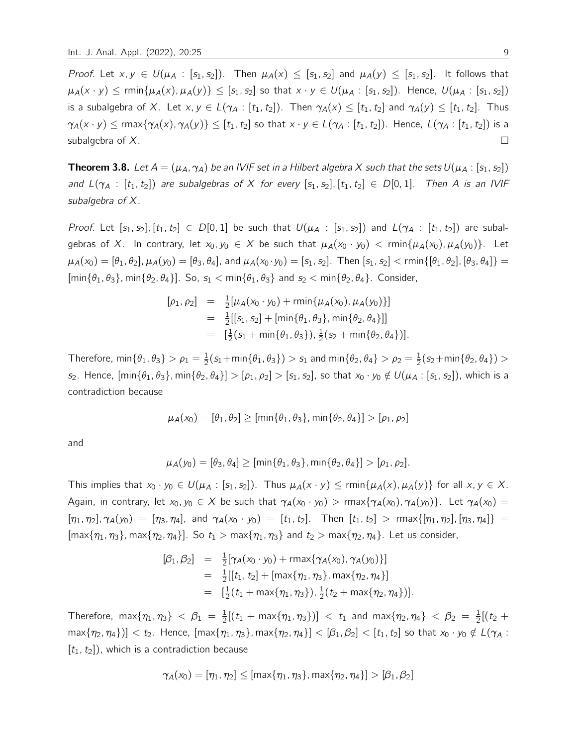*Proof.* Let $x, y \in U(\mu_A : [s_1, s_2])$. Then $\mu_A(x) \leq [s_1, s_2]$ and $\mu_A(y) \leq [s_1, s_2]$. It follows that $\mu_A(x \cdot y) \leq \text{rmin}\{\mu_A(x), \mu_A(y)\} \leq [s_1, s_2]$ so that $x \cdot y \in U(\mu_A : [s_1, s_2])$. Hence, $U(\mu_A : [s_1, s_2])$ is a subalgebra of $X$. Let $x, y \in L(\gamma_A : [t_1, t_2])$. Then $\gamma_A(x) \leq [t_1, t_2]$ and $\gamma_A(y) \leq [t_1, t_2]$. Thus $\gamma_A(x \cdot y) \leq \text{rmax}\{\gamma_A(x), \gamma_A(y)\} \leq [t_1, t_2]$ so that $x \cdot y \in L(\gamma_A : [t_1, t_2])$. Hence, $L(\gamma_A : [t_1, t_2])$ is a subalgebra of $X$. □

**Theorem 3.8.** *Let $A = (\mu_A, \gamma_A)$ be an IVIF set in a Hilbert algebra $X$ such that the sets $U(\mu_A : [s_1, s_2])$ and $L(\gamma_A : [t_1, t_2])$ are subalgebras of $X$ for every $[s_1, s_2], [t_1, t_2] \in D[0, 1]$. Then $A$ is an IVIF subalgebra of $X$.*

*Proof.* Let $[s_1, s_2], [t_1, t_2] \in D[0, 1]$ be such that $U(\mu_A : [s_1, s_2])$ and $L(\gamma_A : [t_1, t_2])$ are subalgebras of $X$. In contrary, let $x_0, y_0 \in X$ be such that $\mu_A(x_0 \cdot y_0) < \text{rmin}\{\mu_A(x_0), \mu_A(y_0)\}$. Let $\mu_A(x_0) = [\theta_1, \theta_2], \mu_A(y_0) = [\theta_3, \theta_4]$, and $\mu_A(x_0 \cdot y_0) = [s_1, s_2]$. Then $[s_1, s_2] < \text{rmin}\{[\theta_1, \theta_2], [\theta_3, \theta_4]\} = [\min\{\theta_1, \theta_3\}, \min\{\theta_2, \theta_4\}]$. So, $s_1 < \min\{\theta_1, \theta_3\}$ and $s_2 < \min\{\theta_2, \theta_4\}$. Consider,

$$
\begin{aligned}
[\rho_1, \rho_2] &= \tfrac{1}{2}[\mu_A(x_0 \cdot y_0) + \text{rmin}\{\mu_A(x_0), \mu_A(y_0)\}] \\
&= \tfrac{1}{2}[[s_1, s_2] + [\min\{\theta_1, \theta_3\}, \min\{\theta_2, \theta_4\}]] \\
&= [\tfrac{1}{2}(s_1 + \min\{\theta_1, \theta_3\}), \tfrac{1}{2}(s_2 + \min\{\theta_2, \theta_4\})].
\end{aligned}
$$

Therefore, $\min\{\theta_1, \theta_3\} > \rho_1 = \frac{1}{2}(s_1+\min\{\theta_1, \theta_3\}) > s_1$ and $\min\{\theta_2, \theta_4\} > \rho_2 = \frac{1}{2}(s_2+\min\{\theta_2, \theta_4\}) > s_2$. Hence, $[\min\{\theta_1, \theta_3\}, \min\{\theta_2, \theta_4\}] > [\rho_1, \rho_2] > [s_1, s_2]$, so that $x_0 \cdot y_0 \notin U(\mu_A : [s_1, s_2])$, which is a contradiction because

$$
\mu_A(x_0) = [\theta_1, \theta_2] \geq [\min\{\theta_1, \theta_3\}, \min\{\theta_2, \theta_4\}] > [\rho_1, \rho_2]
$$

and

$$
\mu_A(y_0) = [\theta_3, \theta_4] \geq [\min\{\theta_1, \theta_3\}, \min\{\theta_2, \theta_4\}] > [\rho_1, \rho_2].
$$

This implies that $x_0 \cdot y_0 \in U(\mu_A : [s_1, s_2])$. Thus $\mu_A(x \cdot y) \leq \text{rmin}\{\mu_A(x), \mu_A(y)\}$ for all $x, y \in X$. Again, in contrary, let $x_0, y_0 \in X$ be such that $\gamma_A(x_0 \cdot y_0) > \text{rmax}\{\gamma_A(x_0), \gamma_A(y_0)\}$. Let $\gamma_A(x_0) = [\eta_1, \eta_2], \gamma_A(y_0) = [\eta_3, \eta_4]$, and $\gamma_A(x_0 \cdot y_0) = [t_1, t_2]$. Then $[t_1, t_2] > \text{rmax}\{[\eta_1, \eta_2], [\eta_3, \eta_4]\} = [\max\{\eta_1, \eta_3\}, \max\{\eta_2, \eta_4\}]$. So $t_1 > \max\{\eta_1, \eta_3\}$ and $t_2 > \max\{\eta_2, \eta_4\}$. Let us consider,

$$
\begin{aligned}
[\beta_1, \beta_2] &= \tfrac{1}{2}[\gamma_A(x_0 \cdot y_0) + \text{rmax}\{\gamma_A(x_0), \gamma_A(y_0)\}] \\
&= \tfrac{1}{2}[[t_1, t_2] + [\max\{\eta_1, \eta_3\}, \max\{\eta_2, \eta_4\}] \\
&= [\tfrac{1}{2}(t_1 + \max\{\eta_1, \eta_3\}), \tfrac{1}{2}(t_2 + \max\{\eta_2, \eta_4\})].
\end{aligned}
$$

Therefore, $\max\{\eta_1, \eta_3\} < \beta_1 = \frac{1}{2}[(t_1 + \max\{\eta_1, \eta_3\})] < t_1$ and $\max\{\eta_2, \eta_4\} < \beta_2 = \frac{1}{2}[(t_2 + \max\{\eta_2, \eta_4\})] < t_2$. Hence, $[\max\{\eta_1, \eta_3\}, \max\{\eta_2, \eta_4\}] < [\beta_1, \beta_2] < [t_1, t_2]$ so that $x_0 \cdot y_0 \notin L(\gamma_A : [t_1, t_2])$, which is a contradiction because

$$
\gamma_A(x_0) = [\eta_1, \eta_2] \leq [\max\{\eta_1, \eta_3\}, \max\{\eta_2, \eta_4\}] > [\beta_1, \beta_2]
$$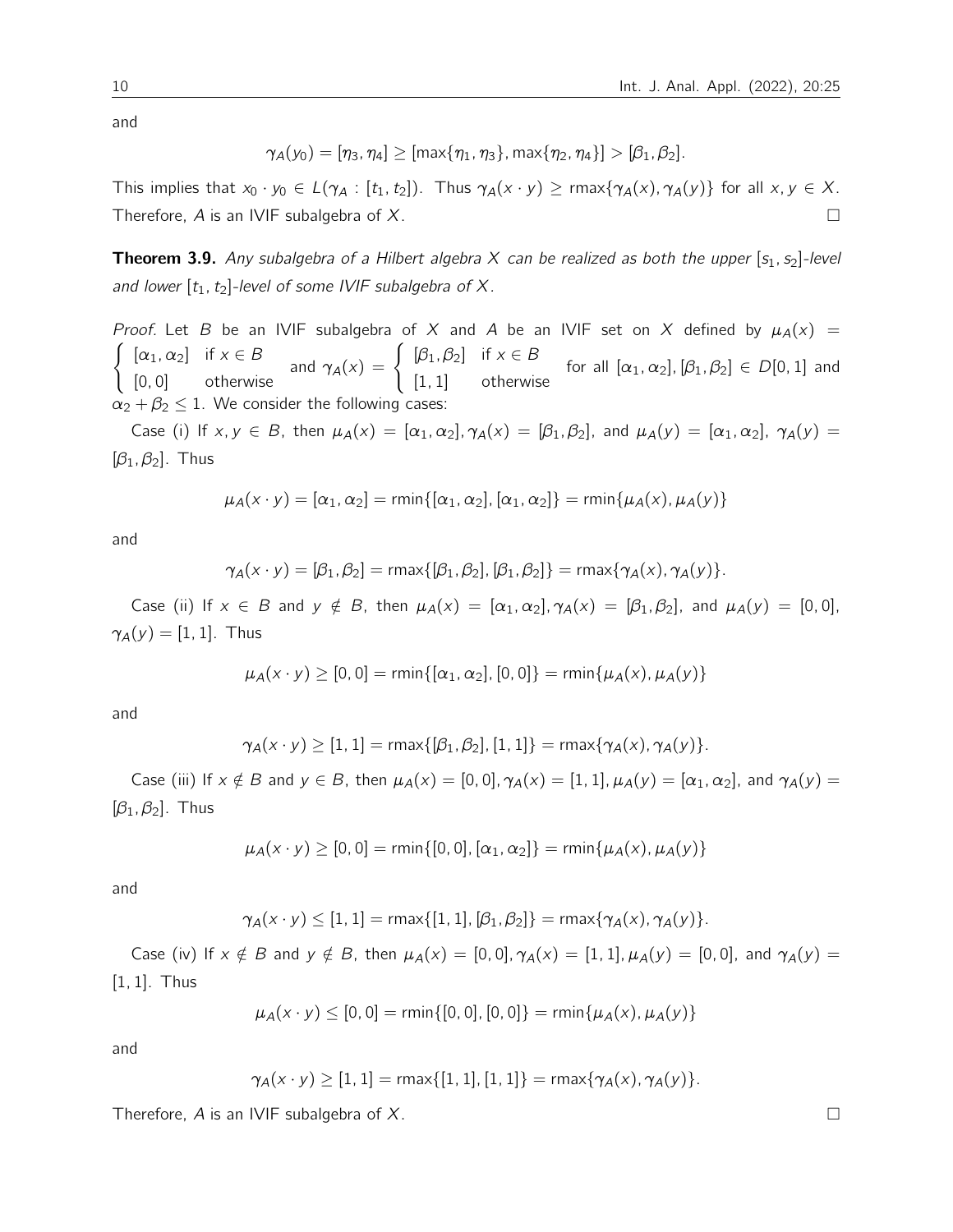and

$$\gamma_A(y_0) = [\eta_3, \eta_4] \geq [\max\{\eta_1, \eta_3\}, \max\{\eta_2, \eta_4\}] > [\beta_1, \beta_2].$$

This implies that $x_0 \cdot y_0 \in L(\gamma_A : [t_1, t_2])$. Thus $\gamma_A(x \cdot y) \geq \text{rmax}\{\gamma_A(x), \gamma_A(y)\}$ for all $x, y \in X$. Therefore, $A$ is an IVIF subalgebra of $X$. □

**Theorem 3.9.** *Any subalgebra of a Hilbert algebra $X$ can be realized as both the upper $[s_1, s_2]$-level and lower $[t_1, t_2]$-level of some IVIF subalgebra of $X$.*

*Proof.* Let $B$ be an IVIF subalgebra of $X$ and $A$ be an IVIF set on $X$ defined by $\mu_A(x) = \begin{cases} [\alpha_1, \alpha_2] & \text{if } x \in B \\ [0, 0] & \text{otherwise} \end{cases}$ and $\gamma_A(x) = \begin{cases} [\beta_1, \beta_2] & \text{if } x \in B \\ [1, 1] & \text{otherwise} \end{cases}$ for all $[\alpha_1, \alpha_2], [\beta_1, \beta_2] \in D[0, 1]$ and $\alpha_2 + \beta_2 \leq 1$. We consider the following cases:

Case (i) If $x, y \in B$, then $\mu_A(x) = [\alpha_1, \alpha_2], \gamma_A(x) = [\beta_1, \beta_2]$, and $\mu_A(y) = [\alpha_1, \alpha_2]$, $\gamma_A(y) = [\beta_1, \beta_2]$. Thus

$$\mu_A(x \cdot y) = [\alpha_1, \alpha_2] = \text{rmin}\{[\alpha_1, \alpha_2], [\alpha_1, \alpha_2]\} = \text{rmin}\{\mu_A(x), \mu_A(y)\}$$

and

$$\gamma_A(x \cdot y) = [\beta_1, \beta_2] = \text{rmax}\{[\beta_1, \beta_2], [\beta_1, \beta_2]\} = \text{rmax}\{\gamma_A(x), \gamma_A(y)\}.$$

Case (ii) If $x \in B$ and $y \notin B$, then $\mu_A(x) = [\alpha_1, \alpha_2], \gamma_A(x) = [\beta_1, \beta_2]$, and $\mu_A(y) = [0, 0]$, $\gamma_A(y) = [1, 1]$. Thus

$$\mu_A(x \cdot y) \geq [0, 0] = \text{rmin}\{[\alpha_1, \alpha_2], [0, 0]\} = \text{rmin}\{\mu_A(x), \mu_A(y)\}$$

and

$$\gamma_A(x \cdot y) \geq [1, 1] = \text{rmax}\{[\beta_1, \beta_2], [1, 1]\} = \text{rmax}\{\gamma_A(x), \gamma_A(y)\}.$$

Case (iii) If $x \notin B$ and $y \in B$, then $\mu_A(x) = [0, 0], \gamma_A(x) = [1, 1], \mu_A(y) = [\alpha_1, \alpha_2]$, and $\gamma_A(y) = [\beta_1, \beta_2]$. Thus

$$\mu_A(x \cdot y) \geq [0, 0] = \text{rmin}\{[0, 0], [\alpha_1, \alpha_2]\} = \text{rmin}\{\mu_A(x), \mu_A(y)\}$$

and

$$\gamma_A(x \cdot y) \leq [1, 1] = \text{rmax}\{[1, 1], [\beta_1, \beta_2]\} = \text{rmax}\{\gamma_A(x), \gamma_A(y)\}.$$

Case (iv) If $x \notin B$ and $y \notin B$, then $\mu_A(x) = [0, 0], \gamma_A(x) = [1, 1], \mu_A(y) = [0, 0]$, and $\gamma_A(y) = [1, 1]$. Thus

$$\mu_A(x \cdot y) \leq [0, 0] = \text{rmin}\{[0, 0], [0, 0]\} = \text{rmin}\{\mu_A(x), \mu_A(y)\}$$

and

$$\gamma_A(x \cdot y) \geq [1, 1] = \text{rmax}\{[1, 1], [1, 1]\} = \text{rmax}\{\gamma_A(x), \gamma_A(y)\}.$$

Therefore, $A$ is an IVIF subalgebra of $X$. □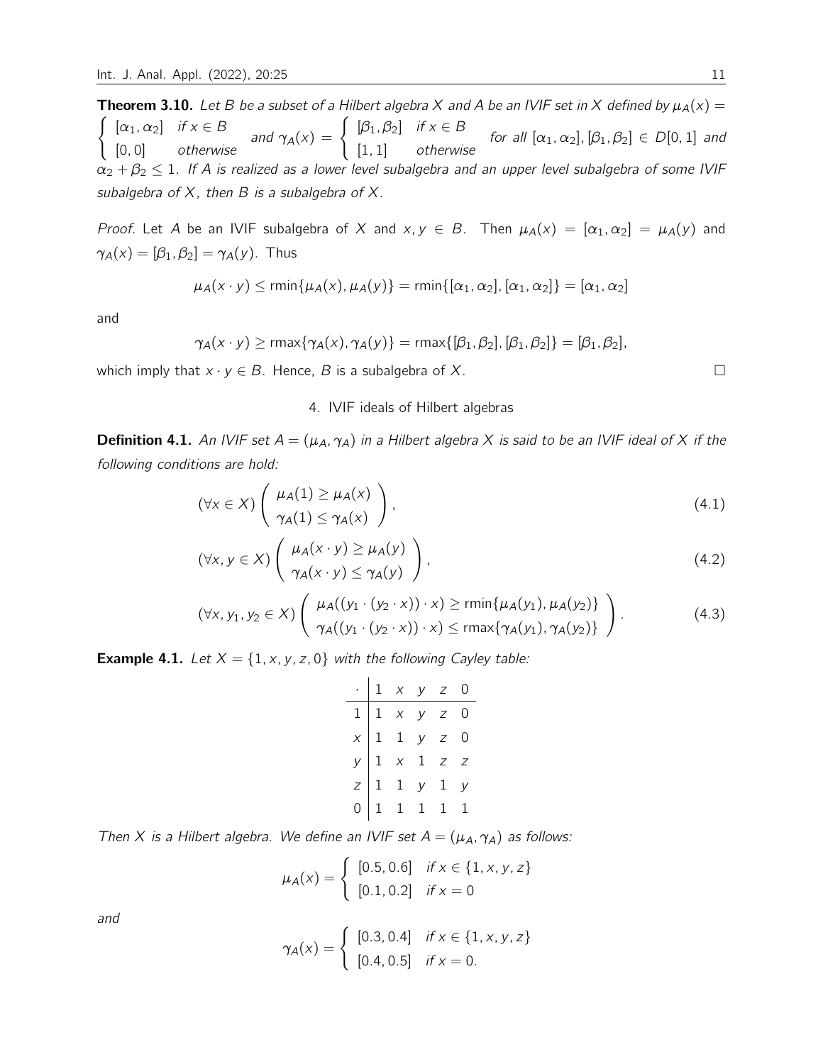**Theorem 3.10.** *Let $B$ be a subset of a Hilbert algebra $X$ and $A$ be an IVIF set in $X$ defined by* $\mu_A(x) = \begin{cases} [\alpha_1, \alpha_2] & \text{if } x \in B \\ [0,0] & \text{otherwise} \end{cases}$ *and* $\gamma_A(x) = \begin{cases} [\beta_1, \beta_2] & \text{if } x \in B \\ [1,1] & \text{otherwise} \end{cases}$ *for all* $[\alpha_1, \alpha_2], [\beta_1, \beta_2] \in D[0,1]$ *and* $\alpha_2 + \beta_2 \leq 1$. *If $A$ is realized as a lower level subalgebra and an upper level subalgebra of some IVIF subalgebra of $X$, then $B$ is a subalgebra of $X$.*

*Proof.* Let $A$ be an IVIF subalgebra of $X$ and $x, y \in B$. Then $\mu_A(x) = [\alpha_1, \alpha_2] = \mu_A(y)$ and $\gamma_A(x) = [\beta_1, \beta_2] = \gamma_A(y)$. Thus

$$\mu_A(x \cdot y) \leq \text{rmin}\{\mu_A(x), \mu_A(y)\} = \text{rmin}\{[\alpha_1, \alpha_2], [\alpha_1, \alpha_2]\} = [\alpha_1, \alpha_2]$$

and

$$\gamma_A(x \cdot y) \geq \text{rmax}\{\gamma_A(x), \gamma_A(y)\} = \text{rmax}\{[\beta_1, \beta_2], [\beta_1, \beta_2]\} = [\beta_1, \beta_2],$$

which imply that $x \cdot y \in B$. Hence, $B$ is a subalgebra of $X$. □

## 4. IVIF ideals of Hilbert algebras

**Definition 4.1.** *An IVIF set $A = (\mu_A, \gamma_A)$ in a Hilbert algebra $X$ is said to be an IVIF ideal of $X$ if the following conditions are hold:*

$$(\forall x \in X) \left( \begin{array}{l} \mu_A(1) \geq \mu_A(x) \\ \gamma_A(1) \leq \gamma_A(x) \end{array} \right), \tag{4.1}$$

$$(\forall x, y \in X) \left( \begin{array}{l} \mu_A(x \cdot y) \geq \mu_A(y) \\ \gamma_A(x \cdot y) \leq \gamma_A(y) \end{array} \right), \tag{4.2}$$

$$(\forall x, y_1, y_2 \in X) \left( \begin{array}{l} \mu_A((y_1 \cdot (y_2 \cdot x)) \cdot x) \geq \text{rmin}\{\mu_A(y_1), \mu_A(y_2)\} \\ \gamma_A((y_1 \cdot (y_2 \cdot x)) \cdot x) \leq \text{rmax}\{\gamma_A(y_1), \gamma_A(y_2)\} \end{array} \right). \tag{4.3}$$

**Example 4.1.** *Let $X = \{1, x, y, z, 0\}$ with the following Cayley table:*

| $\cdot$ | 1 | $x$ | $y$ | $z$ | 0 |
|---|---|---|---|---|---|
| 1 | 1 | $x$ | $y$ | $z$ | 0 |
| $x$ | 1 | 1 | $y$ | $z$ | 0 |
| $y$ | 1 | $x$ | 1 | $z$ | $z$ |
| $z$ | 1 | 1 | $y$ | 1 | $y$ |
| 0 | 1 | 1 | 1 | 1 | 1 |

*Then $X$ is a Hilbert algebra. We define an IVIF set $A = (\mu_A, \gamma_A)$ as follows:*

$$\mu_A(x) = \begin{cases} [0.5, 0.6] & \text{if } x \in \{1, x, y, z\} \\ [0.1, 0.2] & \text{if } x = 0 \end{cases}$$

*and*

$$\gamma_A(x) = \begin{cases} [0.3, 0.4] & \text{if } x \in \{1, x, y, z\} \\ [0.4, 0.5] & \text{if } x = 0. \end{cases}$$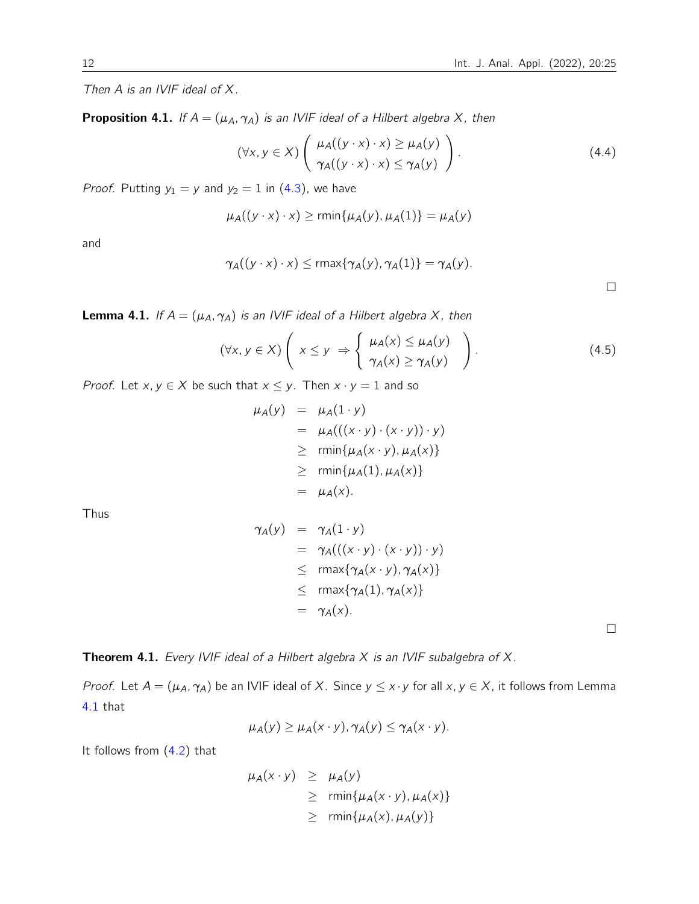*Then $A$ is an IVIF ideal of $X$.*

**Proposition 4.1.** *If $A = (\mu_A, \gamma_A)$ is an IVIF ideal of a Hilbert algebra $X$, then*

$$(\forall x, y \in X) \left( \begin{array}{c} \mu_A((y \cdot x) \cdot x) \geq \mu_A(y) \\ \gamma_A((y \cdot x) \cdot x) \leq \gamma_A(y) \end{array} \right). \tag{4.4}$$

*Proof.* Putting $y_1 = y$ and $y_2 = 1$ in (4.3), we have

$$\mu_A((y \cdot x) \cdot x) \geq \text{rmin}\{\mu_A(y), \mu_A(1)\} = \mu_A(y)$$

and

$$\gamma_A((y \cdot x) \cdot x) \leq \text{rmax}\{\gamma_A(y), \gamma_A(1)\} = \gamma_A(y).$$

□

**Lemma 4.1.** *If $A = (\mu_A, \gamma_A)$ is an IVIF ideal of a Hilbert algebra $X$, then*

$$(\forall x, y \in X) \left( x \leq y \ \Rightarrow \left\{ \begin{array}{l} \mu_A(x) \leq \mu_A(y) \\ \gamma_A(x) \geq \gamma_A(y) \end{array} \right. \right). \tag{4.5}$$

*Proof.* Let $x, y \in X$ be such that $x \leq y$. Then $x \cdot y = 1$ and so

$$\begin{aligned} \mu_A(y) &= \mu_A(1 \cdot y) \\ &= \mu_A(((x \cdot y) \cdot (x \cdot y)) \cdot y) \\ &\geq \text{rmin}\{\mu_A(x \cdot y), \mu_A(x)\} \\ &\geq \text{rmin}\{\mu_A(1), \mu_A(x)\} \\ &= \mu_A(x). \end{aligned}$$

Thus

$$\begin{aligned} \gamma_A(y) &= \gamma_A(1 \cdot y) \\ &= \gamma_A(((x \cdot y) \cdot (x \cdot y)) \cdot y) \\ &\leq \text{rmax}\{\gamma_A(x \cdot y), \gamma_A(x)\} \\ &\leq \text{rmax}\{\gamma_A(1), \gamma_A(x)\} \\ &= \gamma_A(x). \end{aligned}$$

□

**Theorem 4.1.** *Every IVIF ideal of a Hilbert algebra $X$ is an IVIF subalgebra of $X$.*

*Proof.* Let $A = (\mu_A, \gamma_A)$ be an IVIF ideal of $X$. Since $y \leq x \cdot y$ for all $x, y \in X$, it follows from Lemma 4.1 that

$$\mu_A(y) \geq \mu_A(x \cdot y), \gamma_A(y) \leq \gamma_A(x \cdot y).$$

It follows from (4.2) that

$$\begin{aligned} \mu_A(x \cdot y) &\geq \mu_A(y) \\ &\geq \text{rmin}\{\mu_A(x \cdot y), \mu_A(x)\} \\ &\geq \text{rmin}\{\mu_A(x), \mu_A(y)\} \end{aligned}$$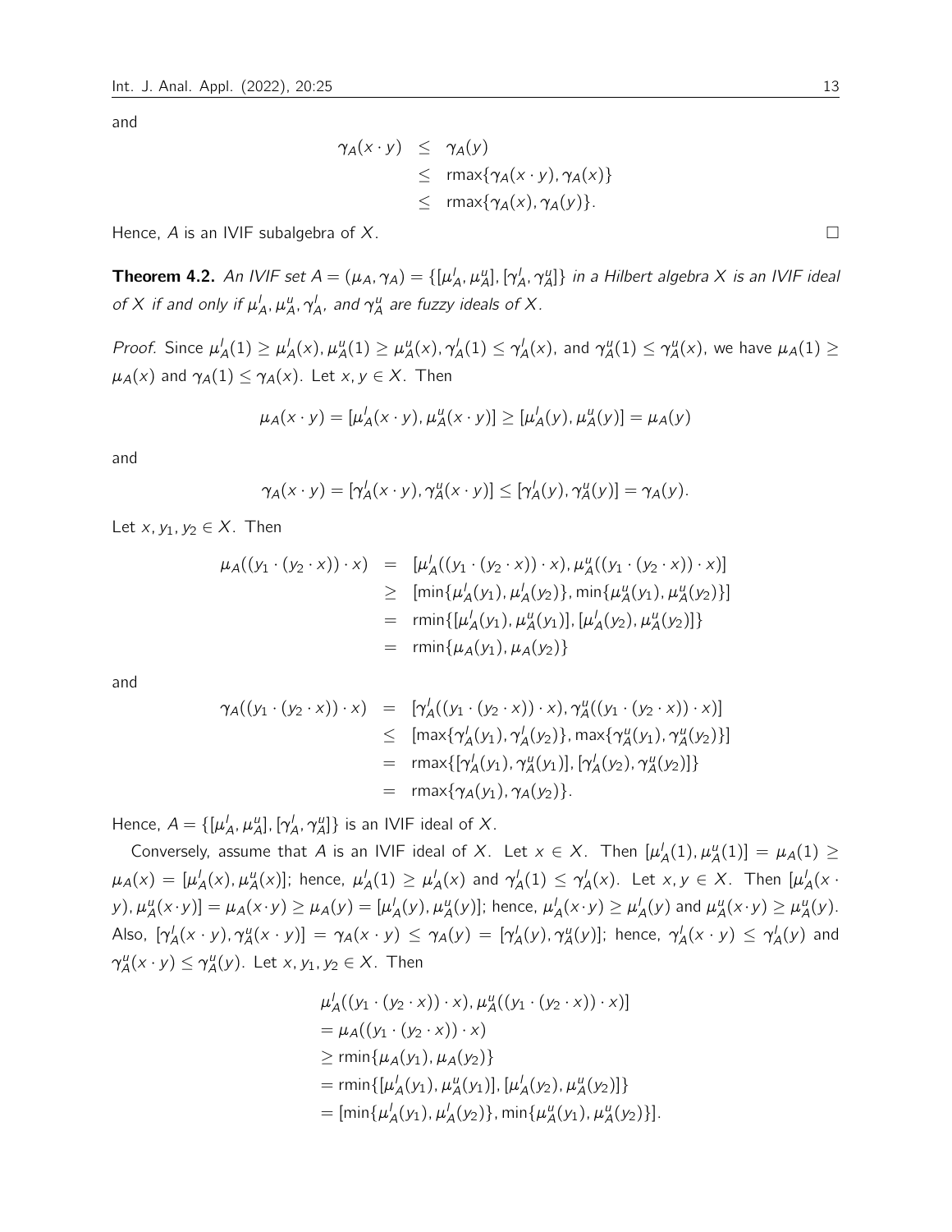and

$$
\begin{aligned}
\gamma_A(x \cdot y) &\leq \gamma_A(y) \\
&\leq \operatorname{rmax}\{\gamma_A(x \cdot y), \gamma_A(x)\} \\
&\leq \operatorname{rmax}\{\gamma_A(x), \gamma_A(y)\}.
\end{aligned}
$$

Hence, $A$ is an IVIF subalgebra of $X$. □

**Theorem 4.2.** *An IVIF set $A = (\mu_A, \gamma_A) = \{[\mu_A^l, \mu_A^u], [\gamma_A^l, \gamma_A^u]\}$ in a Hilbert algebra $X$ is an IVIF ideal of $X$ if and only if $\mu_A^l, \mu_A^u, \gamma_A^l$, and $\gamma_A^u$ are fuzzy ideals of $X$.*

*Proof.* Since $\mu_A^l(1) \geq \mu_A^l(x), \mu_A^u(1) \geq \mu_A^u(x), \gamma_A^l(1) \leq \gamma_A^l(x)$, and $\gamma_A^u(1) \leq \gamma_A^u(x)$, we have $\mu_A(1) \geq \mu_A(x)$ and $\gamma_A(1) \leq \gamma_A(x)$. Let $x, y \in X$. Then

$$
\mu_A(x \cdot y) = [\mu_A^l(x \cdot y), \mu_A^u(x \cdot y)] \geq [\mu_A^l(y), \mu_A^u(y)] = \mu_A(y)
$$

and

$$
\gamma_A(x \cdot y) = [\gamma_A^l(x \cdot y), \gamma_A^u(x \cdot y)] \leq [\gamma_A^l(y), \gamma_A^u(y)] = \gamma_A(y).
$$

Let $x, y_1, y_2 \in X$. Then

$$
\begin{aligned}
\mu_A((y_1 \cdot (y_2 \cdot x)) \cdot x) &= [\mu_A^l((y_1 \cdot (y_2 \cdot x)) \cdot x), \mu_A^u((y_1 \cdot (y_2 \cdot x)) \cdot x)] \\
&\geq [\min\{\mu_A^l(y_1), \mu_A^l(y_2)\}, \min\{\mu_A^u(y_1), \mu_A^u(y_2)\}] \\
&= \operatorname{rmin}\{[\mu_A^l(y_1), \mu_A^u(y_1)], [\mu_A^l(y_2), \mu_A^u(y_2)]\} \\
&= \operatorname{rmin}\{\mu_A(y_1), \mu_A(y_2)\}
\end{aligned}
$$

and

$$
\begin{aligned}
\gamma_A((y_1 \cdot (y_2 \cdot x)) \cdot x) &= [\gamma_A^l((y_1 \cdot (y_2 \cdot x)) \cdot x), \gamma_A^u((y_1 \cdot (y_2 \cdot x)) \cdot x)] \\
&\leq [\max\{\gamma_A^l(y_1), \gamma_A^l(y_2)\}, \max\{\gamma_A^u(y_1), \gamma_A^u(y_2)\}] \\
&= \operatorname{rmax}\{[\gamma_A^l(y_1), \gamma_A^u(y_1)], [\gamma_A^l(y_2), \gamma_A^u(y_2)]\} \\
&= \operatorname{rmax}\{\gamma_A(y_1), \gamma_A(y_2)\}.
\end{aligned}
$$

Hence, $A = \{[\mu_A^l, \mu_A^u], [\gamma_A^l, \gamma_A^u]\}$ is an IVIF ideal of $X$.

Conversely, assume that $A$ is an IVIF ideal of $X$. Let $x \in X$. Then $[\mu_A^l(1), \mu_A^u(1)] = \mu_A(1) \geq \mu_A(x) = [\mu_A^l(x), \mu_A^u(x)]$; hence, $\mu_A^l(1) \geq \mu_A^l(x)$ and $\gamma_A^l(1) \leq \gamma_A^l(x)$. Let $x, y \in X$. Then $[\mu_A^l(x \cdot y), \mu_A^u(x \cdot y)] = \mu_A(x \cdot y) \geq \mu_A(y) = [\mu_A^l(y), \mu_A^u(y)]$; hence, $\mu_A^l(x \cdot y) \geq \mu_A^l(y)$ and $\mu_A^u(x \cdot y) \geq \mu_A^u(y)$. Also, $[\gamma_A^l(x \cdot y), \gamma_A^u(x \cdot y)] = \gamma_A(x \cdot y) \leq \gamma_A(y) = [\gamma_A^l(y), \gamma_A^u(y)]$; hence, $\gamma_A^l(x \cdot y) \leq \gamma_A^l(y)$ and $\gamma_A^u(x \cdot y) \leq \gamma_A^u(y)$. Let $x, y_1, y_2 \in X$. Then

$$
\begin{aligned}
&\mu_A^l((y_1 \cdot (y_2 \cdot x)) \cdot x), \mu_A^u((y_1 \cdot (y_2 \cdot x)) \cdot x)] \\
&= \mu_A((y_1 \cdot (y_2 \cdot x)) \cdot x) \\
&\geq \operatorname{rmin}\{\mu_A(y_1), \mu_A(y_2)\} \\
&= \operatorname{rmin}\{[\mu_A^l(y_1), \mu_A^u(y_1)], [\mu_A^l(y_2), \mu_A^u(y_2)]\} \\
&= [\min\{\mu_A^l(y_1), \mu_A^l(y_2)\}, \min\{\mu_A^u(y_1), \mu_A^u(y_2)\}].
\end{aligned}
$$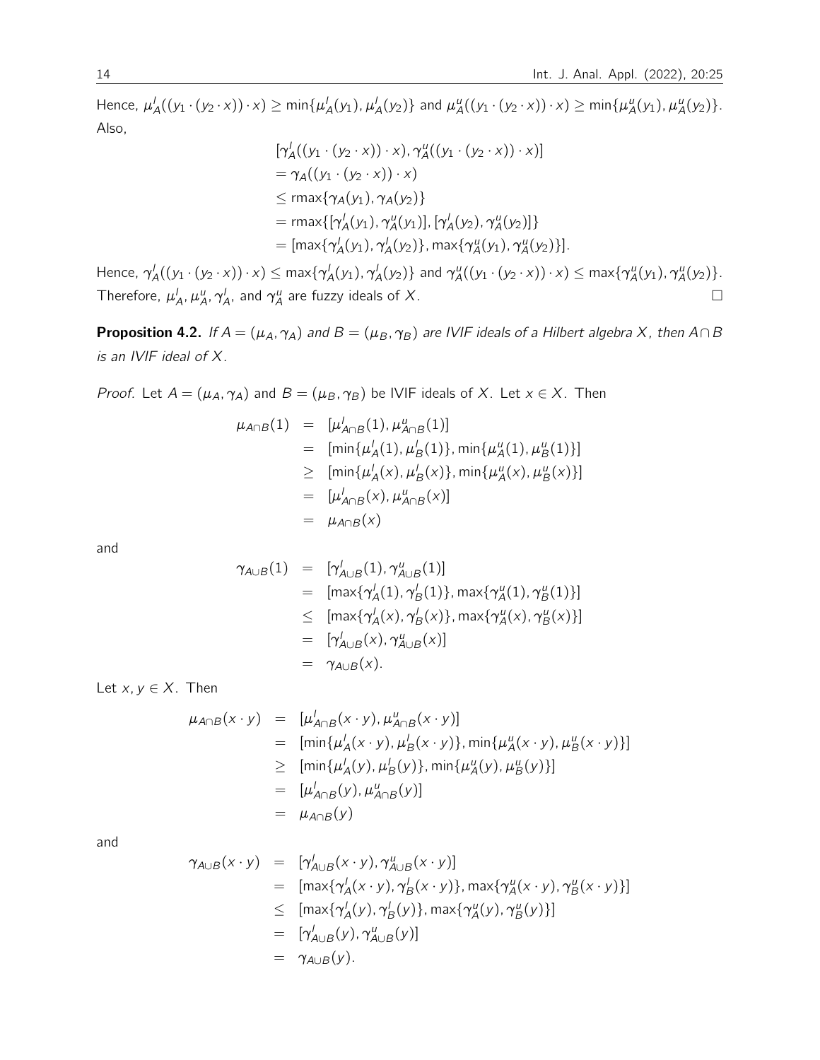Hence, $\mu_A^l((y_1 \cdot (y_2 \cdot x)) \cdot x) \geq \min\{\mu_A^l(y_1), \mu_A^l(y_2)\}$ and $\mu_A^u((y_1 \cdot (y_2 \cdot x)) \cdot x) \geq \min\{\mu_A^u(y_1), \mu_A^u(y_2)\}$. Also,

$$
\begin{aligned}
&[\gamma_A^l((y_1 \cdot (y_2 \cdot x)) \cdot x), \gamma_A^u((y_1 \cdot (y_2 \cdot x)) \cdot x)] \\
&= \gamma_A((y_1 \cdot (y_2 \cdot x)) \cdot x) \\
&\leq \text{rmax}\{\gamma_A(y_1), \gamma_A(y_2)\} \\
&= \text{rmax}\{[\gamma_A^l(y_1), \gamma_A^u(y_1)], [\gamma_A^l(y_2), \gamma_A^u(y_2)]\} \\
&= [\max\{\gamma_A^l(y_1), \gamma_A^l(y_2)\}, \max\{\gamma_A^u(y_1), \gamma_A^u(y_2)\}].
\end{aligned}
$$

Hence, $\gamma_A^l((y_1 \cdot (y_2 \cdot x)) \cdot x) \leq \max\{\gamma_A^l(y_1), \gamma_A^l(y_2)\}$ and $\gamma_A^u((y_1 \cdot (y_2 \cdot x)) \cdot x) \leq \max\{\gamma_A^u(y_1), \gamma_A^u(y_2)\}$. Therefore, $\mu_A^l, \mu_A^u, \gamma_A^l$, and $\gamma_A^u$ are fuzzy ideals of $X$. □

**Proposition 4.2.** *If $A = (\mu_A, \gamma_A)$ and $B = (\mu_B, \gamma_B)$ are IVIF ideals of a Hilbert algebra $X$, then $A \cap B$ is an IVIF ideal of $X$.*

*Proof.* Let $A = (\mu_A, \gamma_A)$ and $B = (\mu_B, \gamma_B)$ be IVIF ideals of $X$. Let $x \in X$. Then

$$
\begin{aligned}
\mu_{A\cap B}(1) &= [\mu_{A\cap B}^l(1), \mu_{A\cap B}^u(1)] \\
&= [\min\{\mu_A^l(1), \mu_B^l(1)\}, \min\{\mu_A^u(1), \mu_B^u(1)\}] \\
&\geq [\min\{\mu_A^l(x), \mu_B^l(x)\}, \min\{\mu_A^u(x), \mu_B^u(x)\}] \\
&= [\mu_{A\cap B}^l(x), \mu_{A\cap B}^u(x)] \\
&= \mu_{A\cap B}(x)
\end{aligned}
$$

and

$$
\begin{aligned}
\gamma_{A\cup B}(1) &= [\gamma_{A\cup B}^l(1), \gamma_{A\cup B}^u(1)] \\
&= [\max\{\gamma_A^l(1), \gamma_B^l(1)\}, \max\{\gamma_A^u(1), \gamma_B^u(1)\}] \\
&\leq [\max\{\gamma_A^l(x), \gamma_B^l(x)\}, \max\{\gamma_A^u(x), \gamma_B^u(x)\}] \\
&= [\gamma_{A\cup B}^l(x), \gamma_{A\cup B}^u(x)] \\
&= \gamma_{A\cup B}(x).
\end{aligned}
$$

Let $x, y \in X$. Then

$$
\begin{aligned}
\mu_{A\cap B}(x \cdot y) &= [\mu_{A\cap B}^l(x \cdot y), \mu_{A\cap B}^u(x \cdot y)] \\
&= [\min\{\mu_A^l(x \cdot y), \mu_B^l(x \cdot y)\}, \min\{\mu_A^u(x \cdot y), \mu_B^u(x \cdot y)\}] \\
&\geq [\min\{\mu_A^l(y), \mu_B^l(y)\}, \min\{\mu_A^u(y), \mu_B^u(y)\}] \\
&= [\mu_{A\cap B}^l(y), \mu_{A\cap B}^u(y)] \\
&= \mu_{A\cap B}(y)
\end{aligned}
$$

and

$$
\begin{aligned}
\gamma_{A\cup B}(x \cdot y) &= [\gamma_{A\cup B}^l(x \cdot y), \gamma_{A\cup B}^u(x \cdot y)] \\
&= [\max\{\gamma_A^l(x \cdot y), \gamma_B^l(x \cdot y)\}, \max\{\gamma_A^u(x \cdot y), \gamma_B^u(x \cdot y)\}] \\
&\leq [\max\{\gamma_A^l(y), \gamma_B^l(y)\}, \max\{\gamma_A^u(y), \gamma_B^u(y)\}] \\
&= [\gamma_{A\cup B}^l(y), \gamma_{A\cup B}^u(y)] \\
&= \gamma_{A\cup B}(y).
\end{aligned}
$$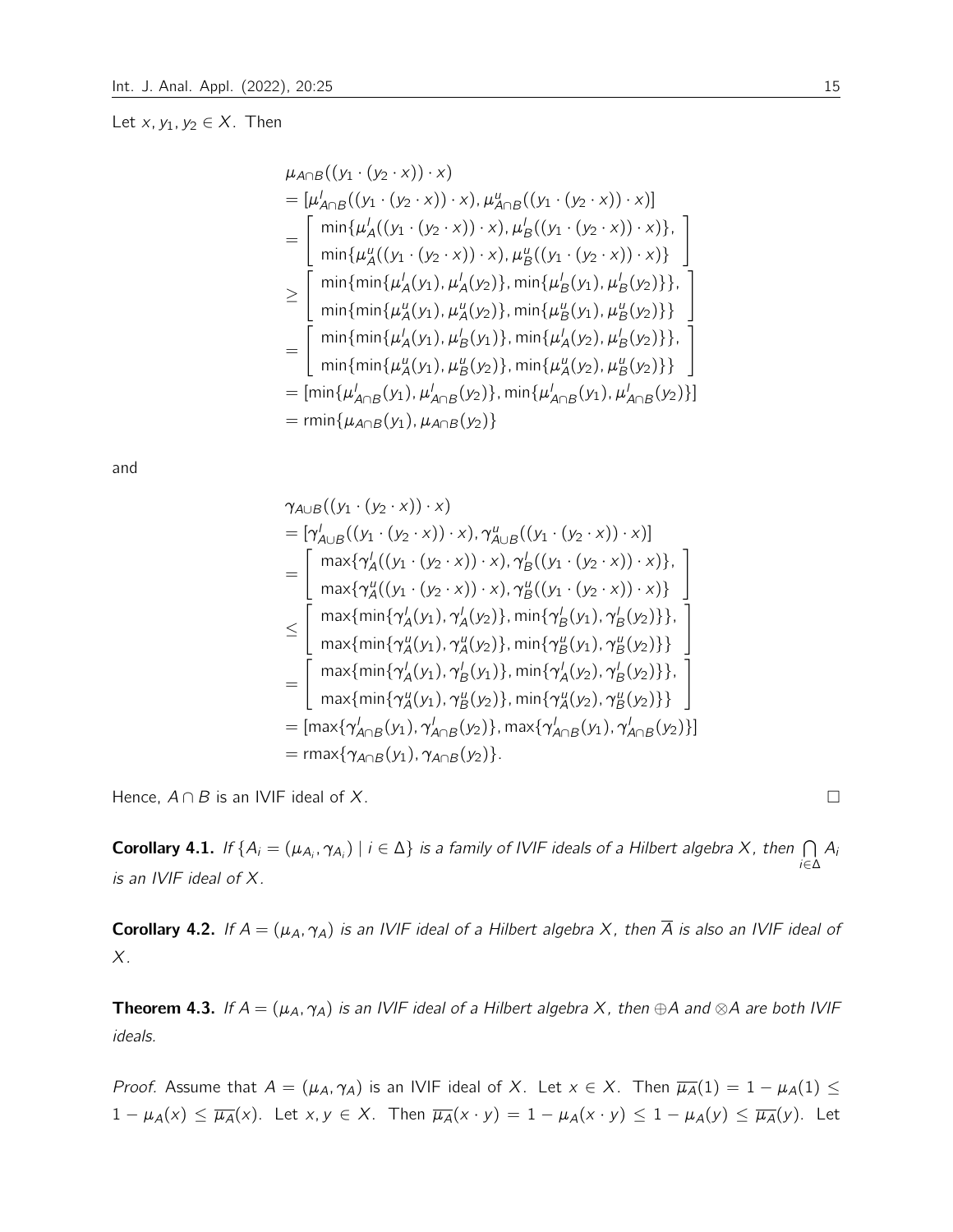Let $x, y_1, y_2 \in X$. Then

$$
\begin{aligned}
&\mu_{A\cap B}((y_1 \cdot (y_2 \cdot x)) \cdot x) \\
&= [\mu^l_{A\cap B}((y_1 \cdot (y_2 \cdot x)) \cdot x), \mu^u_{A\cap B}((y_1 \cdot (y_2 \cdot x)) \cdot x)] \\
&= \begin{bmatrix} \min\{\mu^l_A((y_1 \cdot (y_2 \cdot x)) \cdot x), \mu^l_B((y_1 \cdot (y_2 \cdot x)) \cdot x)\}, \\ \min\{\mu^u_A((y_1 \cdot (y_2 \cdot x)) \cdot x), \mu^u_B((y_1 \cdot (y_2 \cdot x)) \cdot x)\} \end{bmatrix} \\
&\geq \begin{bmatrix} \min\{\min\{\mu^l_A(y_1), \mu^l_A(y_2)\}, \min\{\mu^l_B(y_1), \mu^l_B(y_2)\}\}, \\ \min\{\min\{\mu^u_A(y_1), \mu^u_A(y_2)\}, \min\{\mu^u_B(y_1), \mu^u_B(y_2)\}\} \end{bmatrix} \\
&= \begin{bmatrix} \min\{\min\{\mu^l_A(y_1), \mu^l_B(y_1)\}, \min\{\mu^l_A(y_2), \mu^l_B(y_2)\}\}, \\ \min\{\min\{\mu^u_A(y_1), \mu^u_B(y_2)\}, \min\{\mu^u_A(y_2), \mu^u_B(y_2)\}\} \end{bmatrix} \\
&= [\min\{\mu^l_{A\cap B}(y_1), \mu^l_{A\cap B}(y_2)\}, \min\{\mu^l_{A\cap B}(y_1), \mu^l_{A\cap B}(y_2)\}] \\
&= \operatorname{rmin}\{\mu_{A\cap B}(y_1), \mu_{A\cap B}(y_2)\}
\end{aligned}
$$

and

$$
\begin{aligned}
&\gamma_{A\cup B}((y_1 \cdot (y_2 \cdot x)) \cdot x) \\
&= [\gamma^l_{A\cup B}((y_1 \cdot (y_2 \cdot x)) \cdot x), \gamma^u_{A\cup B}((y_1 \cdot (y_2 \cdot x)) \cdot x)] \\
&= \begin{bmatrix} \max\{\gamma^l_A((y_1 \cdot (y_2 \cdot x)) \cdot x), \gamma^l_B((y_1 \cdot (y_2 \cdot x)) \cdot x)\}, \\ \max\{\gamma^u_A((y_1 \cdot (y_2 \cdot x)) \cdot x), \gamma^u_B((y_1 \cdot (y_2 \cdot x)) \cdot x)\} \end{bmatrix} \\
&\leq \begin{bmatrix} \max\{\min\{\gamma^l_A(y_1), \gamma^l_A(y_2)\}, \min\{\gamma^l_B(y_1), \gamma^l_B(y_2)\}\}, \\ \max\{\min\{\gamma^u_A(y_1), \gamma^u_A(y_2)\}, \min\{\gamma^u_B(y_1), \gamma^u_B(y_2)\}\} \end{bmatrix} \\
&= \begin{bmatrix} \max\{\min\{\gamma^l_A(y_1), \gamma^l_B(y_1)\}, \min\{\gamma^l_A(y_2), \gamma^l_B(y_2)\}\}, \\ \max\{\min\{\gamma^u_A(y_1), \gamma^u_B(y_2)\}, \min\{\gamma^u_A(y_2), \gamma^u_B(y_2)\}\} \end{bmatrix} \\
&= [\max\{\gamma^l_{A\cap B}(y_1), \gamma^l_{A\cap B}(y_2)\}, \max\{\gamma^l_{A\cap B}(y_1), \gamma^l_{A\cap B}(y_2)\}] \\
&= \operatorname{rmax}\{\gamma_{A\cap B}(y_1), \gamma_{A\cap B}(y_2)\}.
\end{aligned}
$$

Hence, $A \cap B$ is an IVIF ideal of $X$. □

**Corollary 4.1.** *If $\{A_i = (\mu_{A_i}, \gamma_{A_i}) \mid i \in \Delta\}$ is a family of IVIF ideals of a Hilbert algebra $X$, then $\bigcap_{i\in\Delta} A_i$ is an IVIF ideal of $X$.*

**Corollary 4.2.** *If $A = (\mu_A, \gamma_A)$ is an IVIF ideal of a Hilbert algebra $X$, then $\overline{A}$ is also an IVIF ideal of $X$.*

**Theorem 4.3.** *If $A = (\mu_A, \gamma_A)$ is an IVIF ideal of a Hilbert algebra $X$, then $\oplus A$ and $\otimes A$ are both IVIF ideals.*

*Proof.* Assume that $A = (\mu_A, \gamma_A)$ is an IVIF ideal of $X$. Let $x \in X$. Then $\overline{\mu_A}(1) = 1 - \mu_A(1) \leq 1 - \mu_A(x) \leq \overline{\mu_A}(x)$. Let $x, y \in X$. Then $\overline{\mu_A}(x \cdot y) = 1 - \mu_A(x \cdot y) \leq 1 - \mu_A(y) \leq \overline{\mu_A}(y)$. Let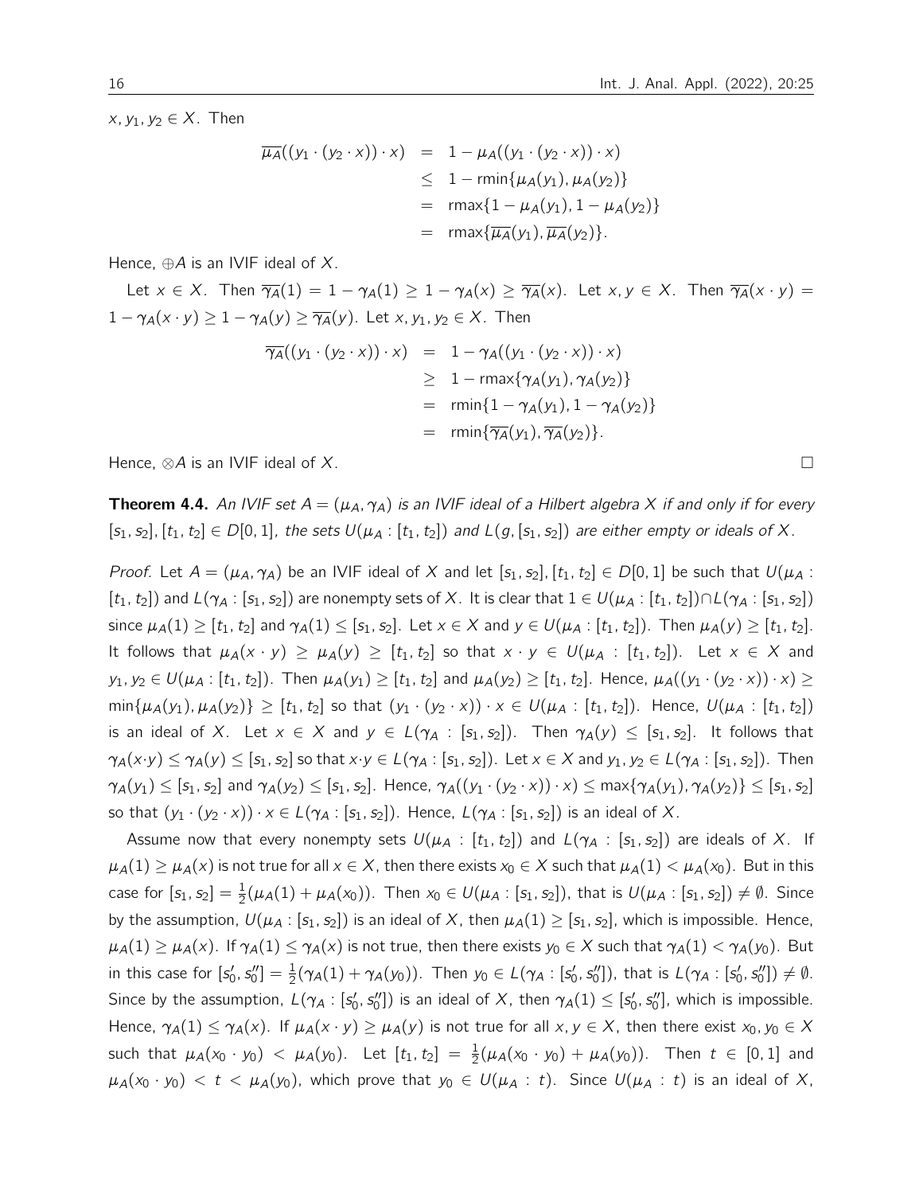$x, y_1, y_2 \in X$. Then

$$\begin{aligned}
\overline{\mu_A}((y_1 \cdot (y_2 \cdot x)) \cdot x) &= 1 - \mu_A((y_1 \cdot (y_2 \cdot x)) \cdot x) \\
&\leq 1 - \text{rmin}\{\mu_A(y_1), \mu_A(y_2)\} \\
&= \text{rmax}\{1 - \mu_A(y_1), 1 - \mu_A(y_2)\} \\
&= \text{rmax}\{\overline{\mu_A}(y_1), \overline{\mu_A}(y_2)\}.
\end{aligned}$$

Hence, $\oplus A$ is an IVIF ideal of $X$.

Let $x \in X$. Then $\overline{\gamma_A}(1) = 1 - \gamma_A(1) \geq 1 - \gamma_A(x) \geq \overline{\gamma_A}(x)$. Let $x, y \in X$. Then $\overline{\gamma_A}(x \cdot y) = 1 - \gamma_A(x \cdot y) \geq 1 - \gamma_A(y) \geq \overline{\gamma_A}(y)$. Let $x, y_1, y_2 \in X$. Then

$$\begin{aligned}
\overline{\gamma_A}((y_1 \cdot (y_2 \cdot x)) \cdot x) &= 1 - \gamma_A((y_1 \cdot (y_2 \cdot x)) \cdot x) \\
&\geq 1 - \text{rmax}\{\gamma_A(y_1), \gamma_A(y_2)\} \\
&= \text{rmin}\{1 - \gamma_A(y_1), 1 - \gamma_A(y_2)\} \\
&= \text{rmin}\{\overline{\gamma_A}(y_1), \overline{\gamma_A}(y_2)\}.
\end{aligned}$$

Hence, $\otimes A$ is an IVIF ideal of $X$. □

**Theorem 4.4.** *An IVIF set $A = (\mu_A, \gamma_A)$ is an IVIF ideal of a Hilbert algebra $X$ if and only if for every $[s_1, s_2], [t_1, t_2] \in D[0, 1]$, the sets $U(\mu_A : [t_1, t_2])$ and $L(g, [s_1, s_2])$ are either empty or ideals of $X$.*

*Proof.* Let $A = (\mu_A, \gamma_A)$ be an IVIF ideal of $X$ and let $[s_1, s_2], [t_1, t_2] \in D[0, 1]$ be such that $U(\mu_A : [t_1, t_2])$ and $L(\gamma_A : [s_1, s_2])$ are nonempty sets of $X$. It is clear that $1 \in U(\mu_A : [t_1, t_2]) \cap L(\gamma_A : [s_1, s_2])$ since $\mu_A(1) \geq [t_1, t_2]$ and $\gamma_A(1) \leq [s_1, s_2]$. Let $x \in X$ and $y \in U(\mu_A : [t_1, t_2])$. Then $\mu_A(y) \geq [t_1, t_2]$. It follows that $\mu_A(x \cdot y) \geq \mu_A(y) \geq [t_1, t_2]$ so that $x \cdot y \in U(\mu_A : [t_1, t_2])$. Let $x \in X$ and $y_1, y_2 \in U(\mu_A : [t_1, t_2])$. Then $\mu_A(y_1) \geq [t_1, t_2]$ and $\mu_A(y_2) \geq [t_1, t_2]$. Hence, $\mu_A((y_1 \cdot (y_2 \cdot x)) \cdot x) \geq \min\{\mu_A(y_1), \mu_A(y_2)\} \geq [t_1, t_2]$ so that $(y_1 \cdot (y_2 \cdot x)) \cdot x \in U(\mu_A : [t_1, t_2])$. Hence, $U(\mu_A : [t_1, t_2])$ is an ideal of $X$. Let $x \in X$ and $y \in L(\gamma_A : [s_1, s_2])$. Then $\gamma_A(y) \leq [s_1, s_2]$. It follows that $\gamma_A(x \cdot y) \leq \gamma_A(y) \leq [s_1, s_2]$ so that $x \cdot y \in L(\gamma_A : [s_1, s_2])$. Let $x \in X$ and $y_1, y_2 \in L(\gamma_A : [s_1, s_2])$. Then $\gamma_A(y_1) \leq [s_1, s_2]$ and $\gamma_A(y_2) \leq [s_1, s_2]$. Hence, $\gamma_A((y_1 \cdot (y_2 \cdot x)) \cdot x) \leq \max\{\gamma_A(y_1), \gamma_A(y_2)\} \leq [s_1, s_2]$ so that $(y_1 \cdot (y_2 \cdot x)) \cdot x \in L(\gamma_A : [s_1, s_2])$. Hence, $L(\gamma_A : [s_1, s_2])$ is an ideal of $X$.

Assume now that every nonempty sets $U(\mu_A : [t_1, t_2])$ and $L(\gamma_A : [s_1, s_2])$ are ideals of $X$. If $\mu_A(1) \geq \mu_A(x)$ is not true for all $x \in X$, then there exists $x_0 \in X$ such that $\mu_A(1) < \mu_A(x_0)$. But in this case for $[s_1, s_2] = \frac{1}{2}(\mu_A(1) + \mu_A(x_0))$. Then $x_0 \in U(\mu_A : [s_1, s_2])$, that is $U(\mu_A : [s_1, s_2]) \neq \emptyset$. Since by the assumption, $U(\mu_A : [s_1, s_2])$ is an ideal of $X$, then $\mu_A(1) \geq [s_1, s_2]$, which is impossible. Hence, $\mu_A(1) \geq \mu_A(x)$. If $\gamma_A(1) \leq \gamma_A(x)$ is not true, then there exists $y_0 \in X$ such that $\gamma_A(1) < \gamma_A(y_0)$. But in this case for $[s'_0, s''_0] = \frac{1}{2}(\gamma_A(1) + \gamma_A(y_0))$. Then $y_0 \in L(\gamma_A : [s'_0, s''_0])$, that is $L(\gamma_A : [s'_0, s''_0]) \neq \emptyset$. Since by the assumption, $L(\gamma_A : [s'_0, s''_0])$ is an ideal of $X$, then $\gamma_A(1) \leq [s'_0, s''_0]$, which is impossible. Hence, $\gamma_A(1) \leq \gamma_A(x)$. If $\mu_A(x \cdot y) \geq \mu_A(y)$ is not true for all $x, y \in X$, then there exist $x_0, y_0 \in X$ such that $\mu_A(x_0 \cdot y_0) < \mu_A(y_0)$. Let $[t_1, t_2] = \frac{1}{2}(\mu_A(x_0 \cdot y_0) + \mu_A(y_0))$. Then $t \in [0, 1]$ and $\mu_A(x_0 \cdot y_0) < t < \mu_A(y_0)$, which prove that $y_0 \in U(\mu_A : t)$. Since $U(\mu_A : t)$ is an ideal of $X$,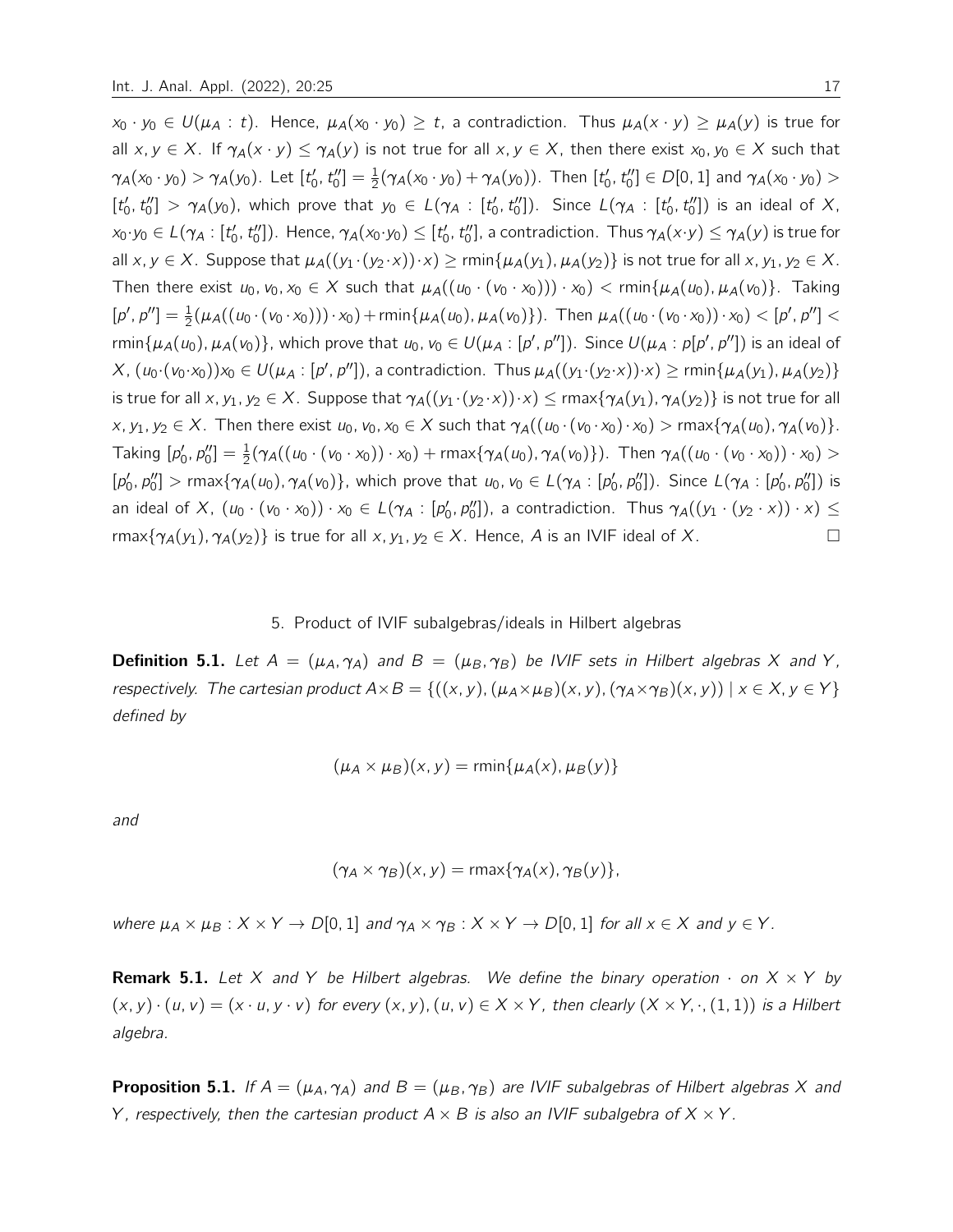$x_0 \cdot y_0 \in U(\mu_A : t)$. Hence, $\mu_A(x_0 \cdot y_0) \geq t$, a contradiction. Thus $\mu_A(x \cdot y) \geq \mu_A(y)$ is true for all $x, y \in X$. If $\gamma_A(x \cdot y) \leq \gamma_A(y)$ is not true for all $x, y \in X$, then there exist $x_0, y_0 \in X$ such that $\gamma_A(x_0 \cdot y_0) > \gamma_A(y_0)$. Let $[t_0', t_0''] = \frac{1}{2}(\gamma_A(x_0 \cdot y_0) + \gamma_A(y_0))$. Then $[t_0', t_0''] \in D[0,1]$ and $\gamma_A(x_0 \cdot y_0) > [t_0', t_0''] > \gamma_A(y_0)$, which prove that $y_0 \in L(\gamma_A : [t_0', t_0''])$. Since $L(\gamma_A : [t_0', t_0''])$ is an ideal of $X$, $x_0 \cdot y_0 \in L(\gamma_A : [t_0', t_0''])$. Hence, $\gamma_A(x_0 \cdot y_0) \leq [t_0', t_0'']$, a contradiction. Thus $\gamma_A(x \cdot y) \leq \gamma_A(y)$ is true for all $x, y \in X$. Suppose that $\mu_A((y_1 \cdot (y_2 \cdot x)) \cdot x) \geq \text{rmin}\{\mu_A(y_1), \mu_A(y_2)\}$ is not true for all $x, y_1, y_2 \in X$. Then there exist $u_0, v_0, x_0 \in X$ such that $\mu_A((u_0 \cdot (v_0 \cdot x_0))) \cdot x_0) < \text{rmin}\{\mu_A(u_0), \mu_A(v_0)\}$. Taking $[p', p''] = \frac{1}{2}(\mu_A((u_0 \cdot (v_0 \cdot x_0))) \cdot x_0) + \text{rmin}\{\mu_A(u_0), \mu_A(v_0)\})$. Then $\mu_A((u_0 \cdot (v_0 \cdot x_0)) \cdot x_0) < [p', p''] < \text{rmin}\{\mu_A(u_0), \mu_A(v_0)\}$, which prove that $u_0, v_0 \in U(\mu_A : [p', p''])$. Since $U(\mu_A : p[p', p''])$ is an ideal of $X$, $(u_0 \cdot (v_0 \cdot x_0))x_0 \in U(\mu_A : [p', p''])$, a contradiction. Thus $\mu_A((y_1 \cdot (y_2 \cdot x)) \cdot x) \geq \text{rmin}\{\mu_A(y_1), \mu_A(y_2)\}$ is true for all $x, y_1, y_2 \in X$. Suppose that $\gamma_A((y_1 \cdot (y_2 \cdot x)) \cdot x) \leq \text{rmax}\{\gamma_A(y_1), \gamma_A(y_2)\}$ is not true for all $x, y_1, y_2 \in X$. Then there exist $u_0, v_0, x_0 \in X$ such that $\gamma_A((u_0 \cdot (v_0 \cdot x_0) \cdot x_0) > \text{rmax}\{\gamma_A(u_0), \gamma_A(v_0)\}$. Taking $[p_0', p_0''] = \frac{1}{2}(\gamma_A((u_0 \cdot (v_0 \cdot x_0)) \cdot x_0) + \text{rmax}\{\gamma_A(u_0), \gamma_A(v_0)\})$. Then $\gamma_A((u_0 \cdot (v_0 \cdot x_0)) \cdot x_0) > [p_0', p_0''] > \text{rmax}\{\gamma_A(u_0), \gamma_A(v_0)\}$, which prove that $u_0, v_0 \in L(\gamma_A : [p_0', p_0''])$. Since $L(\gamma_A : [p_0', p_0''])$ is an ideal of $X$, $(u_0 \cdot (v_0 \cdot x_0)) \cdot x_0 \in L(\gamma_A : [p_0', p_0''])$, a contradiction. Thus $\gamma_A((y_1 \cdot (y_2 \cdot x)) \cdot x) \leq \text{rmax}\{\gamma_A(y_1), \gamma_A(y_2)\}$ is true for all $x, y_1, y_2 \in X$. Hence, $A$ is an IVIF ideal of $X$. □

## 5. Product of IVIF subalgebras/ideals in Hilbert algebras

**Definition 5.1.** *Let $A = (\mu_A, \gamma_A)$ and $B = (\mu_B, \gamma_B)$ be IVIF sets in Hilbert algebras $X$ and $Y$, respectively. The cartesian product $A \times B = \{((x, y), (\mu_A \times \mu_B)(x, y), (\gamma_A \times \gamma_B)(x, y)) \mid x \in X, y \in Y\}$ defined by*

$$(\mu_A \times \mu_B)(x, y) = \text{rmin}\{\mu_A(x), \mu_B(y)\}$$

*and*

$$(\gamma_A \times \gamma_B)(x, y) = \text{rmax}\{\gamma_A(x), \gamma_B(y)\},$$

*where $\mu_A \times \mu_B : X \times Y \to D[0,1]$ and $\gamma_A \times \gamma_B : X \times Y \to D[0,1]$ for all $x \in X$ and $y \in Y$.*

**Remark 5.1.** *Let $X$ and $Y$ be Hilbert algebras. We define the binary operation $\cdot$ on $X \times Y$ by $(x, y) \cdot (u, v) = (x \cdot u, y \cdot v)$ for every $(x, y), (u, v) \in X \times Y$, then clearly $(X \times Y, \cdot, (1, 1))$ is a Hilbert algebra.*

**Proposition 5.1.** *If $A = (\mu_A, \gamma_A)$ and $B = (\mu_B, \gamma_B)$ are IVIF subalgebras of Hilbert algebras $X$ and $Y$, respectively, then the cartesian product $A \times B$ is also an IVIF subalgebra of $X \times Y$.*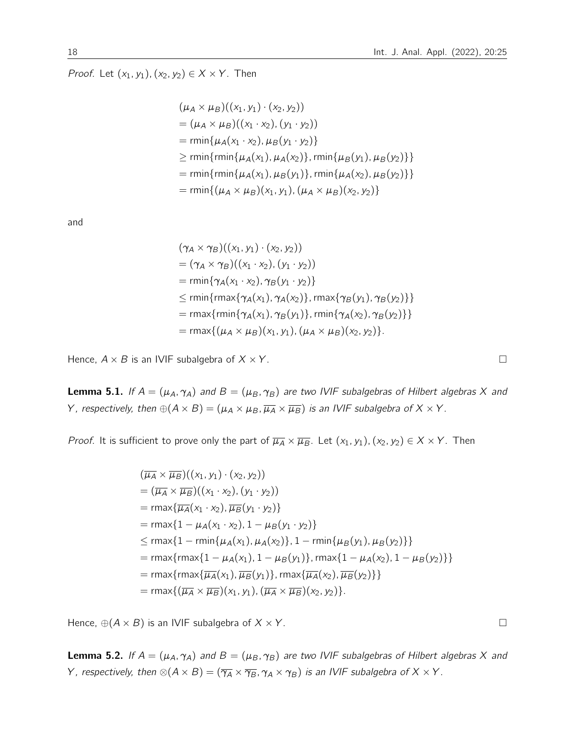*Proof.* Let $(x_1, y_1), (x_2, y_2) \in X \times Y$. Then

$$
\begin{aligned}
&(\mu_A \times \mu_B)((x_1, y_1) \cdot (x_2, y_2)) \\
&= (\mu_A \times \mu_B)((x_1 \cdot x_2), (y_1 \cdot y_2)) \\
&= \text{rmin}\{\mu_A(x_1 \cdot x_2), \mu_B(y_1 \cdot y_2)\} \\
&\geq \text{rmin}\{\text{rmin}\{\mu_A(x_1), \mu_A(x_2)\}, \text{rmin}\{\mu_B(y_1), \mu_B(y_2)\}\} \\
&= \text{rmin}\{\text{rmin}\{\mu_A(x_1), \mu_B(y_1)\}, \text{rmin}\{\mu_A(x_2), \mu_B(y_2)\}\} \\
&= \text{rmin}\{(\mu_A \times \mu_B)(x_1, y_1), (\mu_A \times \mu_B)(x_2, y_2)\}
\end{aligned}
$$

and

$$
\begin{aligned}
&(\gamma_A \times \gamma_B)((x_1, y_1) \cdot (x_2, y_2)) \\
&= (\gamma_A \times \gamma_B)((x_1 \cdot x_2), (y_1 \cdot y_2)) \\
&= \text{rmin}\{\gamma_A(x_1 \cdot x_2), \gamma_B(y_1 \cdot y_2)\} \\
&\leq \text{rmin}\{\text{rmax}\{\gamma_A(x_1), \gamma_A(x_2)\}, \text{rmax}\{\gamma_B(y_1), \gamma_B(y_2)\}\} \\
&= \text{rmax}\{\text{rmin}\{\gamma_A(x_1), \gamma_B(y_1)\}, \text{rmin}\{\gamma_A(x_2), \gamma_B(y_2)\}\} \\
&= \text{rmax}\{(\mu_A \times \mu_B)(x_1, y_1), (\mu_A \times \mu_B)(x_2, y_2)\}.
\end{aligned}
$$

Hence, $A \times B$ is an IVIF subalgebra of $X \times Y$. □

**Lemma 5.1.** *If $A = (\mu_A, \gamma_A)$ and $B = (\mu_B, \gamma_B)$ are two IVIF subalgebras of Hilbert algebras $X$ and $Y$, respectively, then $\oplus(A \times B) = (\mu_A \times \mu_B, \overline{\mu_A} \times \overline{\mu_B})$ is an IVIF subalgebra of $X \times Y$.*

*Proof.* It is sufficient to prove only the part of $\overline{\mu_A} \times \overline{\mu_B}$. Let $(x_1, y_1), (x_2, y_2) \in X \times Y$. Then

$$
\begin{aligned}
&(\overline{\mu_A} \times \overline{\mu_B})((x_1, y_1) \cdot (x_2, y_2)) \\
&= (\overline{\mu_A} \times \overline{\mu_B})((x_1 \cdot x_2), (y_1 \cdot y_2)) \\
&= \text{rmax}\{\overline{\mu_A}(x_1 \cdot x_2), \overline{\mu_B}(y_1 \cdot y_2)\} \\
&= \text{rmax}\{1 - \mu_A(x_1 \cdot x_2), 1 - \mu_B(y_1 \cdot y_2)\} \\
&\leq \text{rmax}\{1 - \text{rmin}\{\mu_A(x_1), \mu_A(x_2)\}, 1 - \text{rmin}\{\mu_B(y_1), \mu_B(y_2)\}\} \\
&= \text{rmax}\{\text{rmax}\{1 - \mu_A(x_1), 1 - \mu_B(y_1)\}, \text{rmax}\{1 - \mu_A(x_2), 1 - \mu_B(y_2)\}\} \\
&= \text{rmax}\{\text{rmax}\{\overline{\mu_A}(x_1), \overline{\mu_B}(y_1)\}, \text{rmax}\{\overline{\mu_A}(x_2), \overline{\mu_B}(y_2)\}\} \\
&= \text{rmax}\{(\overline{\mu_A} \times \overline{\mu_B})(x_1, y_1), (\overline{\mu_A} \times \overline{\mu_B})(x_2, y_2)\}.
\end{aligned}
$$

Hence, $\oplus(A \times B)$ is an IVIF subalgebra of $X \times Y$. □

**Lemma 5.2.** *If $A = (\mu_A, \gamma_A)$ and $B = (\mu_B, \gamma_B)$ are two IVIF subalgebras of Hilbert algebras $X$ and $Y$, respectively, then $\otimes(A \times B) = (\overline{\gamma_A} \times \overline{\gamma_B}, \gamma_A \times \gamma_B)$ is an IVIF subalgebra of $X \times Y$.*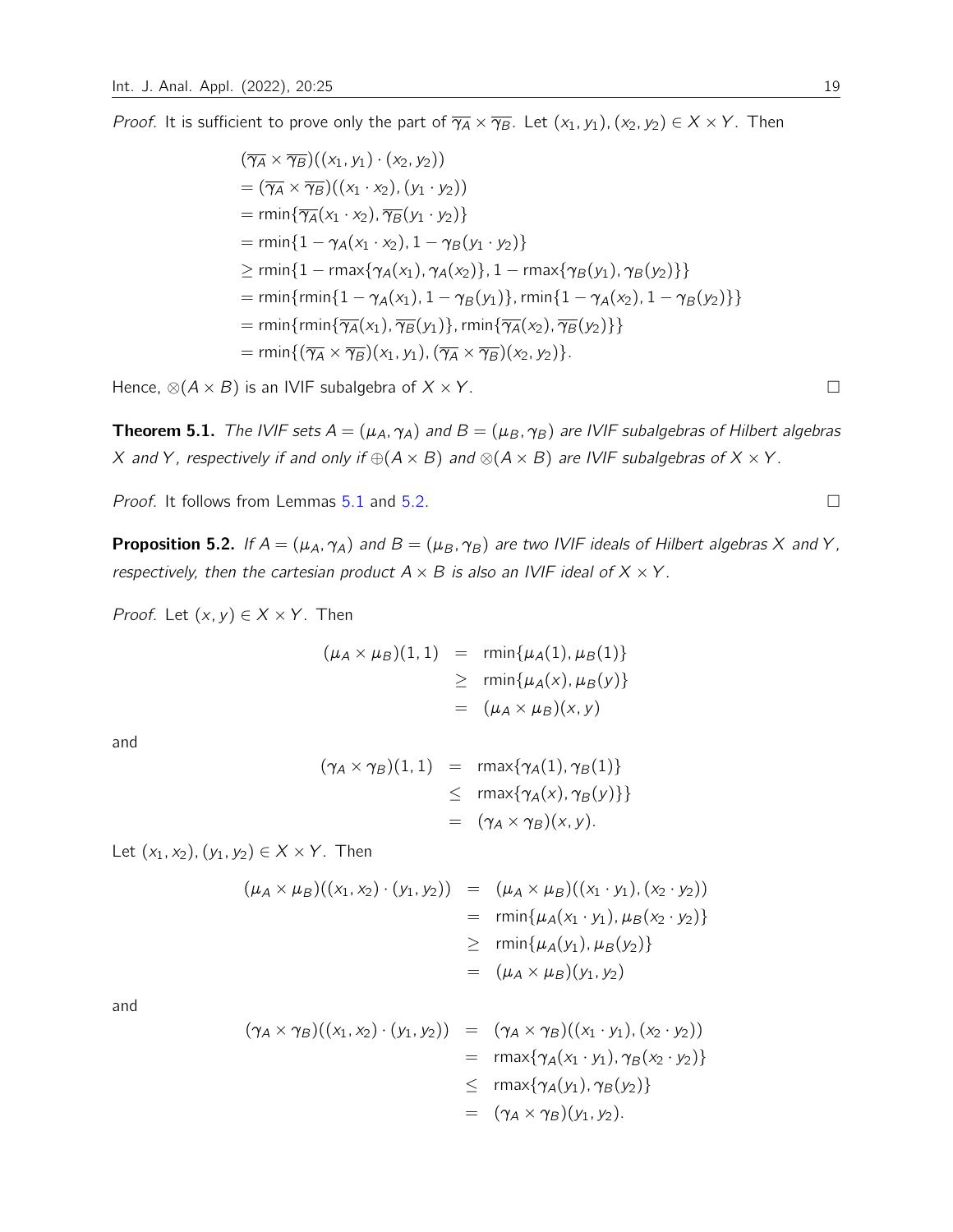*Proof.* It is sufficient to prove only the part of $\overline{\gamma_A} \times \overline{\gamma_B}$. Let $(x_1, y_1), (x_2, y_2) \in X \times Y$. Then

$$
\begin{aligned}
&(\overline{\gamma_A} \times \overline{\gamma_B})((x_1, y_1) \cdot (x_2, y_2)) \\
&= (\overline{\gamma_A} \times \overline{\gamma_B})((x_1 \cdot x_2), (y_1 \cdot y_2)) \\
&= \text{rmin}\{\overline{\gamma_A}(x_1 \cdot x_2), \overline{\gamma_B}(y_1 \cdot y_2)\} \\
&= \text{rmin}\{1 - \gamma_A(x_1 \cdot x_2), 1 - \gamma_B(y_1 \cdot y_2)\} \\
&\geq \text{rmin}\{1 - \text{rmax}\{\gamma_A(x_1), \gamma_A(x_2)\}, 1 - \text{rmax}\{\gamma_B(y_1), \gamma_B(y_2)\}\} \\
&= \text{rmin}\{\text{rmin}\{1 - \gamma_A(x_1), 1 - \gamma_B(y_1)\}, \text{rmin}\{1 - \gamma_A(x_2), 1 - \gamma_B(y_2)\}\} \\
&= \text{rmin}\{\text{rmin}\{\overline{\gamma_A}(x_1), \overline{\gamma_B}(y_1)\}, \text{rmin}\{\overline{\gamma_A}(x_2), \overline{\gamma_B}(y_2)\}\} \\
&= \text{rmin}\{(\overline{\gamma_A} \times \overline{\gamma_B})(x_1, y_1), (\overline{\gamma_A} \times \overline{\gamma_B})(x_2, y_2)\}.
\end{aligned}
$$

Hence, $\otimes(A \times B)$ is an IVIF subalgebra of $X \times Y$. □

**Theorem 5.1.** *The IVIF sets $A = (\mu_A, \gamma_A)$ and $B = (\mu_B, \gamma_B)$ are IVIF subalgebras of Hilbert algebras $X$ and $Y$, respectively if and only if $\oplus(A \times B)$ and $\otimes(A \times B)$ are IVIF subalgebras of $X \times Y$.*

*Proof.* It follows from Lemmas 5.1 and 5.2. □

**Proposition 5.2.** *If $A = (\mu_A, \gamma_A)$ and $B = (\mu_B, \gamma_B)$ are two IVIF ideals of Hilbert algebras $X$ and $Y$, respectively, then the cartesian product $A \times B$ is also an IVIF ideal of $X \times Y$.*

*Proof.* Let $(x, y) \in X \times Y$. Then

$$
\begin{aligned}
(\mu_A \times \mu_B)(1, 1) &= \text{rmin}\{\mu_A(1), \mu_B(1)\} \\
&\geq \text{rmin}\{\mu_A(x), \mu_B(y)\} \\
&= (\mu_A \times \mu_B)(x, y)
\end{aligned}
$$

and

$$
\begin{aligned}
(\gamma_A \times \gamma_B)(1, 1) &= \text{rmax}\{\gamma_A(1), \gamma_B(1)\} \\
&\leq \text{rmax}\{\gamma_A(x), \gamma_B(y)\}\} \\
&= (\gamma_A \times \gamma_B)(x, y).
\end{aligned}
$$

Let $(x_1, x_2), (y_1, y_2) \in X \times Y$. Then

$$
\begin{aligned}
(\mu_A \times \mu_B)((x_1, x_2) \cdot (y_1, y_2)) &= (\mu_A \times \mu_B)((x_1 \cdot y_1), (x_2 \cdot y_2)) \\
&= \text{rmin}\{\mu_A(x_1 \cdot y_1), \mu_B(x_2 \cdot y_2)\} \\
&\geq \text{rmin}\{\mu_A(y_1), \mu_B(y_2)\} \\
&= (\mu_A \times \mu_B)(y_1, y_2)
\end{aligned}
$$

and

$$
\begin{aligned}
(\gamma_A \times \gamma_B)((x_1, x_2) \cdot (y_1, y_2)) &= (\gamma_A \times \gamma_B)((x_1 \cdot y_1), (x_2 \cdot y_2)) \\
&= \text{rmax}\{\gamma_A(x_1 \cdot y_1), \gamma_B(x_2 \cdot y_2)\} \\
&\leq \text{rmax}\{\gamma_A(y_1), \gamma_B(y_2)\} \\
&= (\gamma_A \times \gamma_B)(y_1, y_2).
\end{aligned}
$$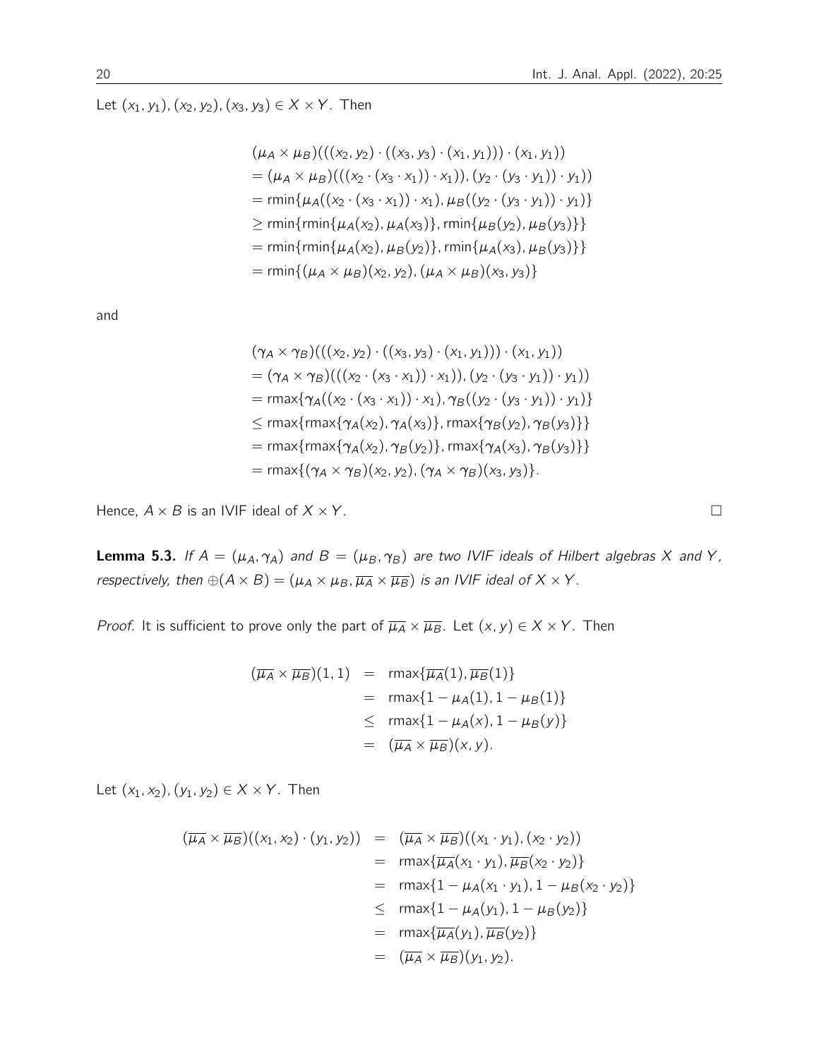Let $(x_1, y_1), (x_2, y_2), (x_3, y_3) \in X \times Y$. Then

$$
\begin{aligned}
&(\mu_A \times \mu_B)(((x_2, y_2) \cdot ((x_3, y_3) \cdot (x_1, y_1))) \cdot (x_1, y_1)) \\
&= (\mu_A \times \mu_B)(((x_2 \cdot (x_3 \cdot x_1)) \cdot x_1)), (y_2 \cdot (y_3 \cdot y_1)) \cdot y_1)) \\
&= \text{rmin}\{\mu_A((x_2 \cdot (x_3 \cdot x_1)) \cdot x_1), \mu_B((y_2 \cdot (y_3 \cdot y_1)) \cdot y_1)\} \\
&\geq \text{rmin}\{\text{rmin}\{\mu_A(x_2), \mu_A(x_3)\}, \text{rmin}\{\mu_B(y_2), \mu_B(y_3)\}\} \\
&= \text{rmin}\{\text{rmin}\{\mu_A(x_2), \mu_B(y_2)\}, \text{rmin}\{\mu_A(x_3), \mu_B(y_3)\}\} \\
&= \text{rmin}\{(\mu_A \times \mu_B)(x_2, y_2), (\mu_A \times \mu_B)(x_3, y_3)\}
\end{aligned}
$$

and

$$
\begin{aligned}
&(\gamma_A \times \gamma_B)(((x_2, y_2) \cdot ((x_3, y_3) \cdot (x_1, y_1))) \cdot (x_1, y_1)) \\
&= (\gamma_A \times \gamma_B)(((x_2 \cdot (x_3 \cdot x_1)) \cdot x_1)), (y_2 \cdot (y_3 \cdot y_1)) \cdot y_1)) \\
&= \text{rmax}\{\gamma_A((x_2 \cdot (x_3 \cdot x_1)) \cdot x_1), \gamma_B((y_2 \cdot (y_3 \cdot y_1)) \cdot y_1)\} \\
&\leq \text{rmax}\{\text{rmax}\{\gamma_A(x_2), \gamma_A(x_3)\}, \text{rmax}\{\gamma_B(y_2), \gamma_B(y_3)\}\} \\
&= \text{rmax}\{\text{rmax}\{\gamma_A(x_2), \gamma_B(y_2)\}, \text{rmax}\{\gamma_A(x_3), \gamma_B(y_3)\}\} \\
&= \text{rmax}\{(\gamma_A \times \gamma_B)(x_2, y_2), (\gamma_A \times \gamma_B)(x_3, y_3)\}.
\end{aligned}
$$

Hence, $A \times B$ is an IVIF ideal of $X \times Y$. □

**Lemma 5.3.** *If $A = (\mu_A, \gamma_A)$ and $B = (\mu_B, \gamma_B)$ are two IVIF ideals of Hilbert algebras $X$ and $Y$, respectively, then $\oplus(A \times B) = (\mu_A \times \mu_B, \overline{\mu_A} \times \overline{\mu_B})$ is an IVIF ideal of $X \times Y$.*

*Proof.* It is sufficient to prove only the part of $\overline{\mu_A} \times \overline{\mu_B}$. Let $(x, y) \in X \times Y$. Then

$$
\begin{aligned}
(\overline{\mu_A} \times \overline{\mu_B})(1, 1) &= \text{rmax}\{\overline{\mu_A}(1), \overline{\mu_B}(1)\} \\
&= \text{rmax}\{1 - \mu_A(1), 1 - \mu_B(1)\} \\
&\leq \text{rmax}\{1 - \mu_A(x), 1 - \mu_B(y)\} \\
&= (\overline{\mu_A} \times \overline{\mu_B})(x, y).
\end{aligned}
$$

Let $(x_1, x_2), (y_1, y_2) \in X \times Y$. Then

$$
\begin{aligned}
(\overline{\mu_A} \times \overline{\mu_B})((x_1, x_2) \cdot (y_1, y_2)) &= (\overline{\mu_A} \times \overline{\mu_B})((x_1 \cdot y_1), (x_2 \cdot y_2)) \\
&= \text{rmax}\{\overline{\mu_A}(x_1 \cdot y_1), \overline{\mu_B}(x_2 \cdot y_2)\} \\
&= \text{rmax}\{1 - \mu_A(x_1 \cdot y_1), 1 - \mu_B(x_2 \cdot y_2)\} \\
&\leq \text{rmax}\{1 - \mu_A(y_1), 1 - \mu_B(y_2)\} \\
&= \text{rmax}\{\overline{\mu_A}(y_1), \overline{\mu_B}(y_2)\} \\
&= (\overline{\mu_A} \times \overline{\mu_B})(y_1, y_2).
\end{aligned}
$$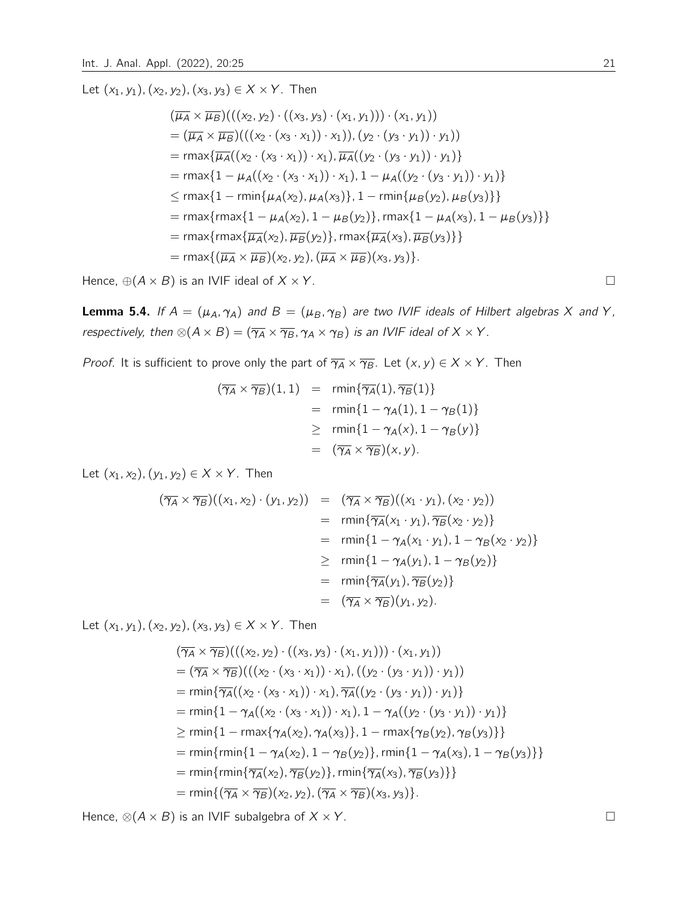Let $(x_1, y_1), (x_2, y_2), (x_3, y_3) \in X \times Y$. Then

$$
\begin{aligned}
&(\overline{\mu_A} \times \overline{\mu_B})(((x_2, y_2) \cdot ((x_3, y_3) \cdot (x_1, y_1))) \cdot (x_1, y_1)) \\
&= (\overline{\mu_A} \times \overline{\mu_B})(((x_2 \cdot (x_3 \cdot x_1)) \cdot x_1)), (y_2 \cdot (y_3 \cdot y_1)) \cdot y_1)) \\
&= \text{rmax}\{\overline{\mu_A}((x_2 \cdot (x_3 \cdot x_1)) \cdot x_1), \overline{\mu_A}((y_2 \cdot (y_3 \cdot y_1)) \cdot y_1)\} \\
&= \text{rmax}\{1 - \mu_A((x_2 \cdot (x_3 \cdot x_1)) \cdot x_1), 1 - \mu_A((y_2 \cdot (y_3 \cdot y_1)) \cdot y_1)\} \\
&\leq \text{rmax}\{1 - \text{rmin}\{\mu_A(x_2), \mu_A(x_3)\}, 1 - \text{rmin}\{\mu_B(y_2), \mu_B(y_3)\}\} \\
&= \text{rmax}\{\text{rmax}\{1 - \mu_A(x_2), 1 - \mu_B(y_2)\}, \text{rmax}\{1 - \mu_A(x_3), 1 - \mu_B(y_3)\}\} \\
&= \text{rmax}\{\text{rmax}\{\overline{\mu_A}(x_2), \overline{\mu_B}(y_2)\}, \text{rmax}\{\overline{\mu_A}(x_3), \overline{\mu_B}(y_3)\}\} \\
&= \text{rmax}\{(\overline{\mu_A} \times \overline{\mu_B})(x_2, y_2), (\overline{\mu_A} \times \overline{\mu_B})(x_3, y_3)\}.
\end{aligned}
$$

Hence, $\oplus(A \times B)$ is an IVIF ideal of $X \times Y$. □

**Lemma 5.4.** *If $A = (\mu_A, \gamma_A)$ and $B = (\mu_B, \gamma_B)$ are two IVIF ideals of Hilbert algebras $X$ and $Y$, respectively, then $\otimes(A \times B) = (\overline{\gamma_A} \times \overline{\gamma_B}, \gamma_A \times \gamma_B)$ is an IVIF ideal of $X \times Y$.*

*Proof.* It is sufficient to prove only the part of $\overline{\gamma_A} \times \overline{\gamma_B}$. Let $(x, y) \in X \times Y$. Then

$$
\begin{aligned}
(\overline{\gamma_A} \times \overline{\gamma_B})(1, 1) &= \text{rmin}\{\overline{\gamma_A}(1), \overline{\gamma_B}(1)\} \\
&= \text{rmin}\{1 - \gamma_A(1), 1 - \gamma_B(1)\} \\
&\geq \text{rmin}\{1 - \gamma_A(x), 1 - \gamma_B(y)\} \\
&= (\overline{\gamma_A} \times \overline{\gamma_B})(x, y).
\end{aligned}
$$

Let $(x_1, x_2), (y_1, y_2) \in X \times Y$. Then

$$
\begin{aligned}
(\overline{\gamma_A} \times \overline{\gamma_B})((x_1, x_2) \cdot (y_1, y_2)) &= (\overline{\gamma_A} \times \overline{\gamma_B})((x_1 \cdot y_1), (x_2 \cdot y_2)) \\
&= \text{rmin}\{\overline{\gamma_A}(x_1 \cdot y_1), \overline{\gamma_B}(x_2 \cdot y_2)\} \\
&= \text{rmin}\{1 - \gamma_A(x_1 \cdot y_1), 1 - \gamma_B(x_2 \cdot y_2)\} \\
&\geq \text{rmin}\{1 - \gamma_A(y_1), 1 - \gamma_B(y_2)\} \\
&= \text{rmin}\{\overline{\gamma_A}(y_1), \overline{\gamma_B}(y_2)\} \\
&= (\overline{\gamma_A} \times \overline{\gamma_B})(y_1, y_2).
\end{aligned}
$$

Let $(x_1, y_1), (x_2, y_2), (x_3, y_3) \in X \times Y$. Then

$$
\begin{aligned}
&(\overline{\gamma_A} \times \overline{\gamma_B})(((x_2, y_2) \cdot ((x_3, y_3) \cdot (x_1, y_1))) \cdot (x_1, y_1)) \\
&= (\overline{\gamma_A} \times \overline{\gamma_B})(((x_2 \cdot (x_3 \cdot x_1)) \cdot x_1), ((y_2 \cdot (y_3 \cdot y_1)) \cdot y_1)) \\
&= \text{rmin}\{\overline{\gamma_A}((x_2 \cdot (x_3 \cdot x_1)) \cdot x_1), \overline{\gamma_A}((y_2 \cdot (y_3 \cdot y_1)) \cdot y_1)\} \\
&= \text{rmin}\{1 - \gamma_A((x_2 \cdot (x_3 \cdot x_1)) \cdot x_1), 1 - \gamma_A((y_2 \cdot (y_3 \cdot y_1)) \cdot y_1)\} \\
&\geq \text{rmin}\{1 - \text{rmax}\{\gamma_A(x_2), \gamma_A(x_3)\}, 1 - \text{rmax}\{\gamma_B(y_2), \gamma_B(y_3)\}\} \\
&= \text{rmin}\{\text{rmin}\{1 - \gamma_A(x_2), 1 - \gamma_B(y_2)\}, \text{rmin}\{1 - \gamma_A(x_3), 1 - \gamma_B(y_3)\}\} \\
&= \text{rmin}\{\text{rmin}\{\overline{\gamma_A}(x_2), \overline{\gamma_B}(y_2)\}, \text{rmin}\{\overline{\gamma_A}(x_3), \overline{\gamma_B}(y_3)\}\} \\
&= \text{rmin}\{(\overline{\gamma_A} \times \overline{\gamma_B})(x_2, y_2), (\overline{\gamma_A} \times \overline{\gamma_B})(x_3, y_3)\}.
\end{aligned}
$$

Hence, $\otimes(A \times B)$ is an IVIF subalgebra of $X \times Y$. □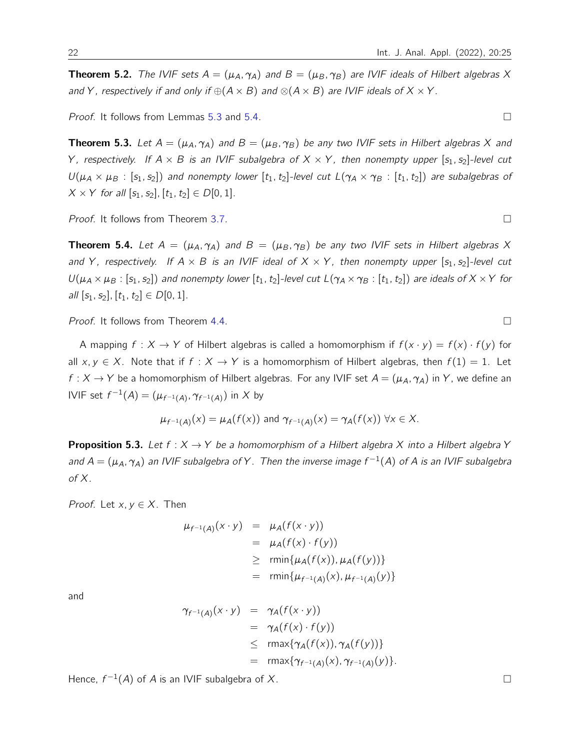**Theorem 5.2.** *The IVIF sets $A = (\mu_A, \gamma_A)$ and $B = (\mu_B, \gamma_B)$ are IVIF ideals of Hilbert algebras $X$ and $Y$, respectively if and only if $\oplus(A \times B)$ and $\otimes(A \times B)$ are IVIF ideals of $X \times Y$.*

*Proof.* It follows from Lemmas 5.3 and 5.4. □

**Theorem 5.3.** *Let $A = (\mu_A, \gamma_A)$ and $B = (\mu_B, \gamma_B)$ be any two IVIF sets in Hilbert algebras $X$ and $Y$, respectively. If $A \times B$ is an IVIF subalgebra of $X \times Y$, then nonempty upper $[s_1, s_2]$-level cut $U(\mu_A \times \mu_B : [s_1, s_2])$ and nonempty lower $[t_1, t_2]$-level cut $L(\gamma_A \times \gamma_B : [t_1, t_2])$ are subalgebras of $X \times Y$ for all $[s_1, s_2], [t_1, t_2] \in D[0, 1]$.*

*Proof.* It follows from Theorem 3.7. □

**Theorem 5.4.** *Let $A = (\mu_A, \gamma_A)$ and $B = (\mu_B, \gamma_B)$ be any two IVIF sets in Hilbert algebras $X$ and $Y$, respectively. If $A \times B$ is an IVIF ideal of $X \times Y$, then nonempty upper $[s_1, s_2]$-level cut $U(\mu_A \times \mu_B : [s_1, s_2])$ and nonempty lower $[t_1, t_2]$-level cut $L(\gamma_A \times \gamma_B : [t_1, t_2])$ are ideals of $X \times Y$ for all $[s_1, s_2], [t_1, t_2] \in D[0, 1]$.*

*Proof.* It follows from Theorem 4.4. □

A mapping $f : X \to Y$ of Hilbert algebras is called a homomorphism if $f(x \cdot y) = f(x) \cdot f(y)$ for all $x, y \in X$. Note that if $f : X \to Y$ is a homomorphism of Hilbert algebras, then $f(1) = 1$. Let $f : X \to Y$ be a homomorphism of Hilbert algebras. For any IVIF set $A = (\mu_A, \gamma_A)$ in $Y$, we define an IVIF set $f^{-1}(A) = (\mu_{f^{-1}(A)}, \gamma_{f^{-1}(A)})$ in $X$ by

$$\mu_{f^{-1}(A)}(x) = \mu_A(f(x)) \text{ and } \gamma_{f^{-1}(A)}(x) = \gamma_A(f(x)) \; \forall x \in X.$$

**Proposition 5.3.** *Let $f : X \to Y$ be a homomorphism of a Hilbert algebra $X$ into a Hilbert algebra $Y$ and $A = (\mu_A, \gamma_A)$ an IVIF subalgebra of $Y$. Then the inverse image $f^{-1}(A)$ of $A$ is an IVIF subalgebra of $X$.*

*Proof.* Let $x, y \in X$. Then

$$\begin{aligned}
\mu_{f^{-1}(A)}(x \cdot y) &= \mu_A(f(x \cdot y)) \\
&= \mu_A(f(x) \cdot f(y)) \\
&\geq \text{rmin}\{\mu_A(f(x)), \mu_A(f(y))\} \\
&= \text{rmin}\{\mu_{f^{-1}(A)}(x), \mu_{f^{-1}(A)}(y)\}
\end{aligned}$$

and

$$\begin{aligned}
\gamma_{f^{-1}(A)}(x \cdot y) &= \gamma_A(f(x \cdot y)) \\
&= \gamma_A(f(x) \cdot f(y)) \\
&\leq \text{rmax}\{\gamma_A(f(x)), \gamma_A(f(y))\} \\
&= \text{rmax}\{\gamma_{f^{-1}(A)}(x), \gamma_{f^{-1}(A)}(y)\}.
\end{aligned}$$

Hence, $f^{-1}(A)$ of $A$ is an IVIF subalgebra of $X$. □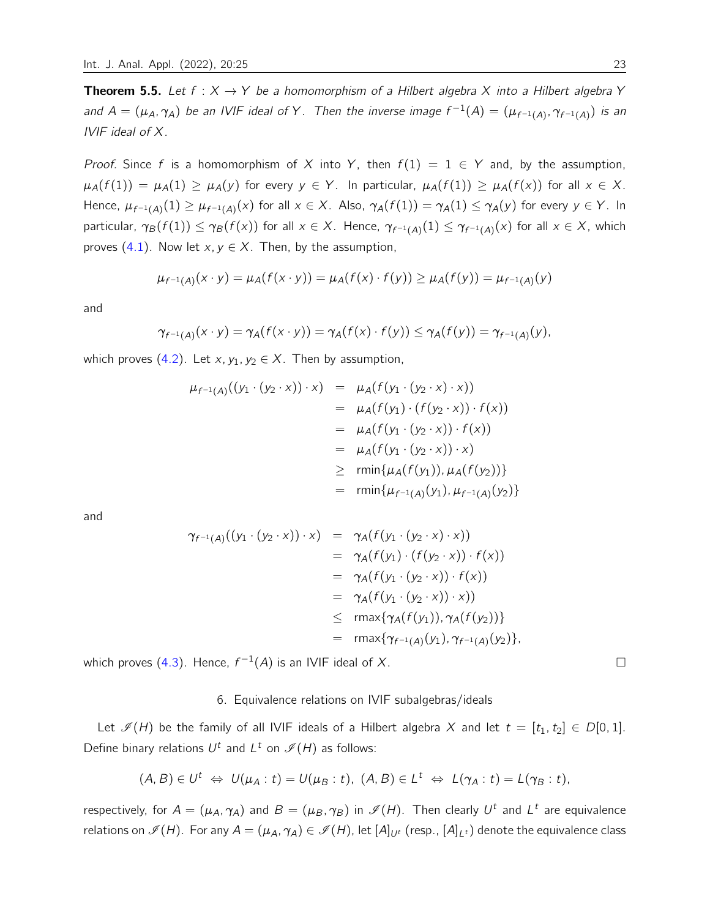**Theorem 5.5.** *Let $f : X \to Y$ be a homomorphism of a Hilbert algebra $X$ into a Hilbert algebra $Y$ and $A = (\mu_A, \gamma_A)$ be an IVIF ideal of $Y$. Then the inverse image $f^{-1}(A) = (\mu_{f^{-1}(A)}, \gamma_{f^{-1}(A)})$ is an IVIF ideal of $X$.*

*Proof.* Since $f$ is a homomorphism of $X$ into $Y$, then $f(1) = 1 \in Y$ and, by the assumption, $\mu_A(f(1)) = \mu_A(1) \geq \mu_A(y)$ for every $y \in Y$. In particular, $\mu_A(f(1)) \geq \mu_A(f(x))$ for all $x \in X$. Hence, $\mu_{f^{-1}(A)}(1) \geq \mu_{f^{-1}(A)}(x)$ for all $x \in X$. Also, $\gamma_A(f(1)) = \gamma_A(1) \leq \gamma_A(y)$ for every $y \in Y$. In particular, $\gamma_B(f(1)) \leq \gamma_B(f(x))$ for all $x \in X$. Hence, $\gamma_{f^{-1}(A)}(1) \leq \gamma_{f^{-1}(A)}(x)$ for all $x \in X$, which proves (4.1). Now let $x, y \in X$. Then, by the assumption,

$$\mu_{f^{-1}(A)}(x \cdot y) = \mu_A(f(x \cdot y)) = \mu_A(f(x) \cdot f(y)) \geq \mu_A(f(y)) = \mu_{f^{-1}(A)}(y)$$

and

$$\gamma_{f^{-1}(A)}(x \cdot y) = \gamma_A(f(x \cdot y)) = \gamma_A(f(x) \cdot f(y)) \leq \gamma_A(f(y)) = \gamma_{f^{-1}(A)}(y),$$

which proves (4.2). Let $x, y_1, y_2 \in X$. Then by assumption,

$$\begin{aligned}
\mu_{f^{-1}(A)}((y_1 \cdot (y_2 \cdot x)) \cdot x) &= \mu_A(f(y_1 \cdot (y_2 \cdot x) \cdot x)) \\
&= \mu_A(f(y_1) \cdot (f(y_2 \cdot x)) \cdot f(x)) \\
&= \mu_A(f(y_1 \cdot (y_2 \cdot x)) \cdot f(x)) \\
&= \mu_A(f(y_1 \cdot (y_2 \cdot x)) \cdot x) \\
&\geq \text{rmin}\{\mu_A(f(y_1)), \mu_A(f(y_2))\} \\
&= \text{rmin}\{\mu_{f^{-1}(A)}(y_1), \mu_{f^{-1}(A)}(y_2)\}
\end{aligned}$$

and

$$\begin{aligned}
\gamma_{f^{-1}(A)}((y_1 \cdot (y_2 \cdot x)) \cdot x) &= \gamma_A(f(y_1 \cdot (y_2 \cdot x) \cdot x)) \\
&= \gamma_A(f(y_1) \cdot (f(y_2 \cdot x)) \cdot f(x)) \\
&= \gamma_A(f(y_1 \cdot (y_2 \cdot x)) \cdot f(x)) \\
&= \gamma_A(f(y_1 \cdot (y_2 \cdot x)) \cdot x)) \\
&\leq \text{rmax}\{\gamma_A(f(y_1)), \gamma_A(f(y_2))\} \\
&= \text{rmax}\{\gamma_{f^{-1}(A)}(y_1), \gamma_{f^{-1}(A)}(y_2)\},
\end{aligned}$$

which proves (4.3). Hence, $f^{-1}(A)$ is an IVIF ideal of $X$. □

## 6. Equivalence relations on IVIF subalgebras/ideals

Let $\mathscr{I}(H)$ be the family of all IVIF ideals of a Hilbert algebra $X$ and let $t = [t_1, t_2] \in D[0, 1]$. Define binary relations $U^t$ and $L^t$ on $\mathscr{I}(H)$ as follows:

$$(A, B) \in U^t \;\Leftrightarrow\; U(\mu_A : t) = U(\mu_B : t), \; (A, B) \in L^t \;\Leftrightarrow\; L(\gamma_A : t) = L(\gamma_B : t),$$

respectively, for $A = (\mu_A, \gamma_A)$ and $B = (\mu_B, \gamma_B)$ in $\mathscr{I}(H)$. Then clearly $U^t$ and $L^t$ are equivalence relations on $\mathscr{I}(H)$. For any $A = (\mu_A, \gamma_A) \in \mathscr{I}(H)$, let $[A]_{U^t}$ (resp., $[A]_{L^t}$) denote the equivalence class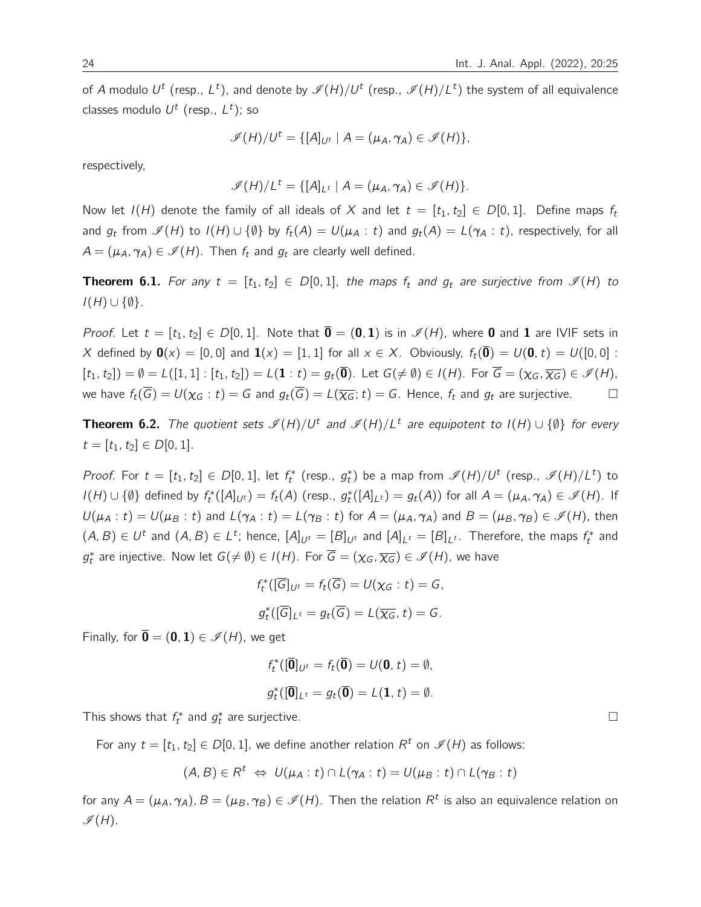of $A$ modulo $U^t$ (resp., $L^t$), and denote by $\mathscr{I}(H)/U^t$ (resp., $\mathscr{I}(H)/L^t$) the system of all equivalence classes modulo $U^t$ (resp., $L^t$); so

$$\mathscr{I}(H)/U^t = \{[A]_{U^t} \mid A = (\mu_A, \gamma_A) \in \mathscr{I}(H)\},$$

respectively,

$$\mathscr{I}(H)/L^t = \{[A]_{L^t} \mid A = (\mu_A, \gamma_A) \in \mathscr{I}(H)\}.$$

Now let $I(H)$ denote the family of all ideals of $X$ and let $t = [t_1, t_2] \in D[0, 1]$. Define maps $f_t$ and $g_t$ from $\mathscr{I}(H)$ to $I(H) \cup \{\emptyset\}$ by $f_t(A) = U(\mu_A : t)$ and $g_t(A) = L(\gamma_A : t)$, respectively, for all $A = (\mu_A, \gamma_A) \in \mathscr{I}(H)$. Then $f_t$ and $g_t$ are clearly well defined.

**Theorem 6.1.** *For any $t = [t_1, t_2] \in D[0, 1]$, the maps $f_t$ and $g_t$ are surjective from $\mathscr{I}(H)$ to $I(H) \cup \{\emptyset\}$.*

*Proof.* Let $t = [t_1, t_2] \in D[0, 1]$. Note that $\overline{\mathbf{0}} = (\mathbf{0}, \mathbf{1})$ is in $\mathscr{I}(H)$, where $\mathbf{0}$ and $\mathbf{1}$ are IVIF sets in $X$ defined by $\mathbf{0}(x) = [0, 0]$ and $\mathbf{1}(x) = [1, 1]$ for all $x \in X$. Obviously, $f_t(\overline{\mathbf{0}}) = U(\mathbf{0}, t) = U([0, 0] : [t_1, t_2]) = \emptyset = L([1, 1] : [t_1, t_2]) = L(\mathbf{1} : t) = g_t(\overline{\mathbf{0}})$. Let $G(\neq \emptyset) \in I(H)$. For $\overline{G} = (\chi_G, \overline{\chi_G}) \in \mathscr{I}(H)$, we have $f_t(\overline{G}) = U(\chi_G : t) = G$ and $g_t(\overline{G}) = L(\overline{\chi_G}; t) = G$. Hence, $f_t$ and $g_t$ are surjective. $\square$

**Theorem 6.2.** *The quotient sets $\mathscr{I}(H)/U^t$ and $\mathscr{I}(H)/L^t$ are equipotent to $I(H) \cup \{\emptyset\}$ for every $t = [t_1, t_2] \in D[0, 1]$.*

*Proof.* For $t = [t_1, t_2] \in D[0, 1]$, let $f_t^*$ (resp., $g_t^*$) be a map from $\mathscr{I}(H)/U^t$ (resp., $\mathscr{I}(H)/L^t$) to $I(H) \cup \{\emptyset\}$ defined by $f_t^*([A]_{U^t}) = f_t(A)$ (resp., $g_t^*([A]_{L^t}) = g_t(A)$) for all $A = (\mu_A, \gamma_A) \in \mathscr{I}(H)$. If $U(\mu_A : t) = U(\mu_B : t)$ and $L(\gamma_A : t) = L(\gamma_B : t)$ for $A = (\mu_A, \gamma_A)$ and $B = (\mu_B, \gamma_B) \in \mathscr{I}(H)$, then $(A, B) \in U^t$ and $(A, B) \in L^t$; hence, $[A]_{U^t} = [B]_{U^t}$ and $[A]_{L^t} = [B]_{L^t}$. Therefore, the maps $f_t^*$ and $g_t^*$ are injective. Now let $G(\neq \emptyset) \in I(H)$. For $\overline{G} = (\chi_G, \overline{\chi_G}) \in \mathscr{I}(H)$, we have

$$f_t^*([\overline{G}]_{U^t} = f_t(\overline{G}) = U(\chi_G : t) = G,$$

$$g_t^*([\overline{G}]_{L^t} = g_t(\overline{G}) = L(\overline{\chi_G}, t) = G.$$

Finally, for $\overline{\mathbf{0}} = (\mathbf{0}, \mathbf{1}) \in \mathscr{I}(H)$, we get

$$f_t^*([\overline{\mathbf{0}}]_{U^t} = f_t(\overline{\mathbf{0}}) = U(\mathbf{0}, t) = \emptyset,$$

$$g_t^*([\overline{\mathbf{0}}]_{L^t} = g_t(\overline{\mathbf{0}}) = L(\mathbf{1}, t) = \emptyset.$$

This shows that $f_t^*$ and $g_t^*$ are surjective. $\square$

For any $t = [t_1, t_2] \in D[0, 1]$, we define another relation $R^t$ on $\mathscr{I}(H)$ as follows:

$$(A, B) \in R^t \;\Leftrightarrow\; U(\mu_A : t) \cap L(\gamma_A : t) = U(\mu_B : t) \cap L(\gamma_B : t)$$

for any $A = (\mu_A, \gamma_A), B = (\mu_B, \gamma_B) \in \mathscr{I}(H)$. Then the relation $R^t$ is also an equivalence relation on $\mathscr{I}(H)$.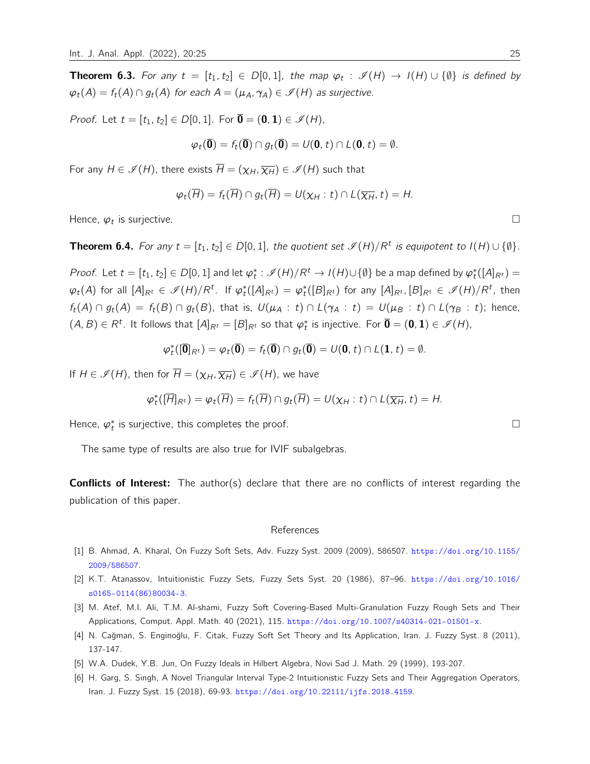**Theorem 6.3.** *For any $t = [t_1, t_2] \in D[0,1]$, the map $\varphi_t : \mathscr{I}(H) \to I(H) \cup \{\emptyset\}$ is defined by $\varphi_t(A) = f_t(A) \cap g_t(A)$ for each $A = (\mu_A, \gamma_A) \in \mathscr{I}(H)$ as surjective.*

*Proof.* Let $t = [t_1, t_2] \in D[0,1]$. For $\overline{\mathbf{0}} = (\mathbf{0}, \mathbf{1}) \in \mathscr{I}(H)$,

$$\varphi_t(\overline{\mathbf{0}}) = f_t(\overline{\mathbf{0}}) \cap g_t(\overline{\mathbf{0}}) = U(\mathbf{0}, t) \cap L(\mathbf{0}, t) = \emptyset.$$

For any $H \in \mathscr{I}(H)$, there exists $\overline{H} = (\chi_H, \overline{\chi_H}) \in \mathscr{I}(H)$ such that

$$\varphi_t(\overline{H}) = f_t(\overline{H}) \cap g_t(\overline{H}) = U(\chi_H : t) \cap L(\overline{\chi_H}, t) = H.$$

Hence, $\varphi_t$ is surjective. $\square$

**Theorem 6.4.** *For any $t = [t_1, t_2] \in D[0,1]$, the quotient set $\mathscr{I}(H)/R^t$ is equipotent to $I(H) \cup \{\emptyset\}$.*

*Proof.* Let $t = [t_1, t_2] \in D[0,1]$ and let $\varphi_t^* : \mathscr{I}(H)/R^t \to I(H) \cup \{\emptyset\}$ be a map defined by $\varphi_t^*([A]_{R^t}) = \varphi_t(A)$ for all $[A]_{R^t} \in \mathscr{I}(H)/R^t$. If $\varphi_t^*([A]_{R^t}) = \varphi_t^*([B]_{R^t})$ for any $[A]_{R^t}, [B]_{R^t} \in \mathscr{I}(H)/R^t$, then $f_t(A) \cap g_t(A) = f_t(B) \cap g_t(B)$, that is, $U(\mu_A : t) \cap L(\gamma_A : t) = U(\mu_B : t) \cap L(\gamma_B : t)$; hence, $(A, B) \in R^t$. It follows that $[A]_{R^t} = [B]_{R^t}$ so that $\varphi_t^*$ is injective. For $\overline{\mathbf{0}} = (\mathbf{0}, \mathbf{1}) \in \mathscr{I}(H)$,

$$\varphi_t^*([\overline{\mathbf{0}}]_{R^t}) = \varphi_t(\overline{\mathbf{0}}) = f_t(\overline{\mathbf{0}}) \cap g_t(\overline{\mathbf{0}}) = U(\mathbf{0}, t) \cap L(\mathbf{1}, t) = \emptyset.$$

If $H \in \mathscr{I}(H)$, then for $\overline{H} = (\chi_H, \overline{\chi_H}) \in \mathscr{I}(H)$, we have

$$\varphi_t^*([\overline{H}]_{R^t}) = \varphi_t(\overline{H}) = f_t(\overline{H}) \cap g_t(\overline{H}) = U(\chi_H : t) \cap L(\overline{\chi_H}, t) = H.$$

Hence, $\varphi_t^*$ is surjective, this completes the proof. $\square$

The same type of results are also true for IVIF subalgebras.

**Conflicts of Interest:** The author(s) declare that there are no conflicts of interest regarding the publication of this paper.

## References

[1] B. Ahmad, A. Kharal, On Fuzzy Soft Sets, Adv. Fuzzy Syst. 2009 (2009), 586507. https://doi.org/10.1155/2009/586507.

[2] K.T. Atanassov, Intuitionistic Fuzzy Sets, Fuzzy Sets Syst. 20 (1986), 87–96. https://doi.org/10.1016/s0165-0114(86)80034-3.

[3] M. Atef, M.I. Ali, T.M. Al-shami, Fuzzy Soft Covering-Based Multi-Granulation Fuzzy Rough Sets and Their Applications, Comput. Appl. Math. 40 (2021), 115. https://doi.org/10.1007/s40314-021-01501-x.

[4] N. Çağman, S. Enginoğlu, F. Citak, Fuzzy Soft Set Theory and Its Application, Iran. J. Fuzzy Syst. 8 (2011), 137-147.

[5] W.A. Dudek, Y.B. Jun, On Fuzzy Ideals in Hilbert Algebra, Novi Sad J. Math. 29 (1999), 193-207.

[6] H. Garg, S. Singh, A Novel Triangular Interval Type-2 Intuitionistic Fuzzy Sets and Their Aggregation Operators, Iran. J. Fuzzy Syst. 15 (2018), 69-93. https://doi.org/10.22111/ijfs.2018.4159.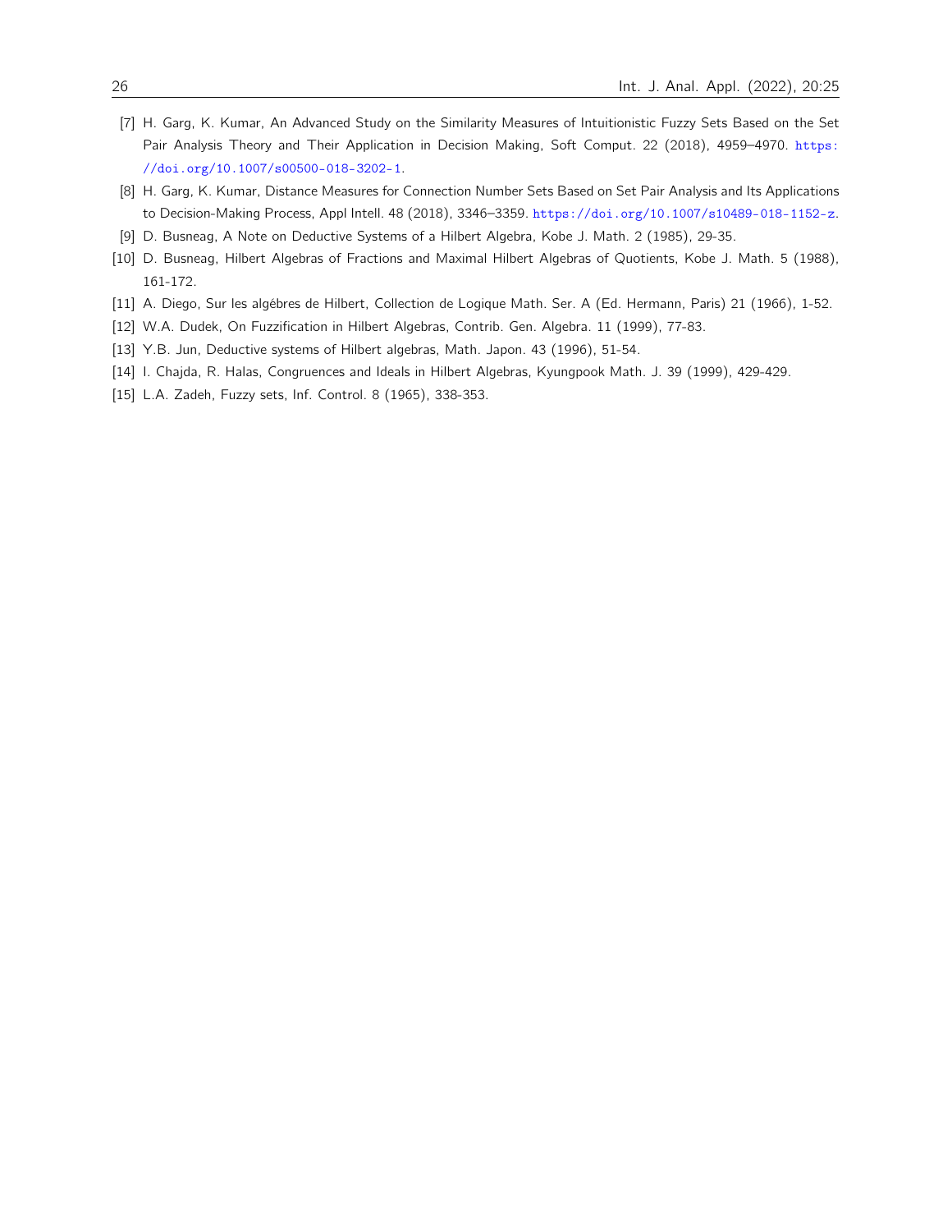[7] H. Garg, K. Kumar, An Advanced Study on the Similarity Measures of Intuitionistic Fuzzy Sets Based on the Set Pair Analysis Theory and Their Application in Decision Making, Soft Comput. 22 (2018), 4959–4970. https://doi.org/10.1007/s00500-018-3202-1.

[8] H. Garg, K. Kumar, Distance Measures for Connection Number Sets Based on Set Pair Analysis and Its Applications to Decision-Making Process, Appl Intell. 48 (2018), 3346–3359. https://doi.org/10.1007/s10489-018-1152-z.

[9] D. Busneag, A Note on Deductive Systems of a Hilbert Algebra, Kobe J. Math. 2 (1985), 29-35.

[10] D. Busneag, Hilbert Algebras of Fractions and Maximal Hilbert Algebras of Quotients, Kobe J. Math. 5 (1988), 161-172.

[11] A. Diego, Sur les algébres de Hilbert, Collection de Logique Math. Ser. A (Ed. Hermann, Paris) 21 (1966), 1-52.

[12] W.A. Dudek, On Fuzzification in Hilbert Algebras, Contrib. Gen. Algebra. 11 (1999), 77-83.

[13] Y.B. Jun, Deductive systems of Hilbert algebras, Math. Japon. 43 (1996), 51-54.

[14] I. Chajda, R. Halas, Congruences and Ideals in Hilbert Algebras, Kyungpook Math. J. 39 (1999), 429-429.

[15] L.A. Zadeh, Fuzzy sets, Inf. Control. 8 (1965), 338-353.